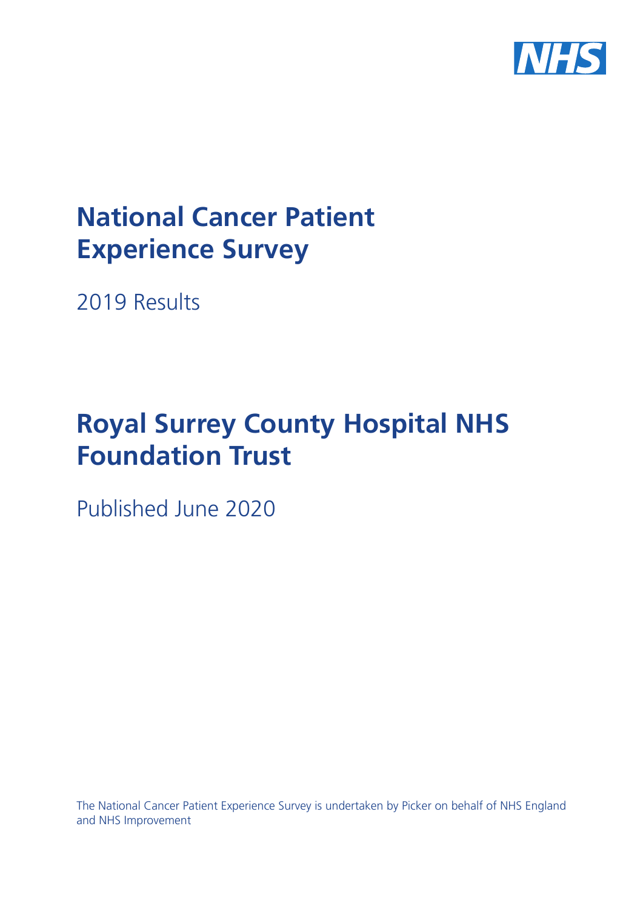# National Cancer Patient Experience Survey

2019 Results

# Royal Surrey County Hospital NHS Foundation Trust

Published June 2020

The National Cancer Patient Experience Survey is undertaken by Picker on behalf of NHS England and NHS Improvement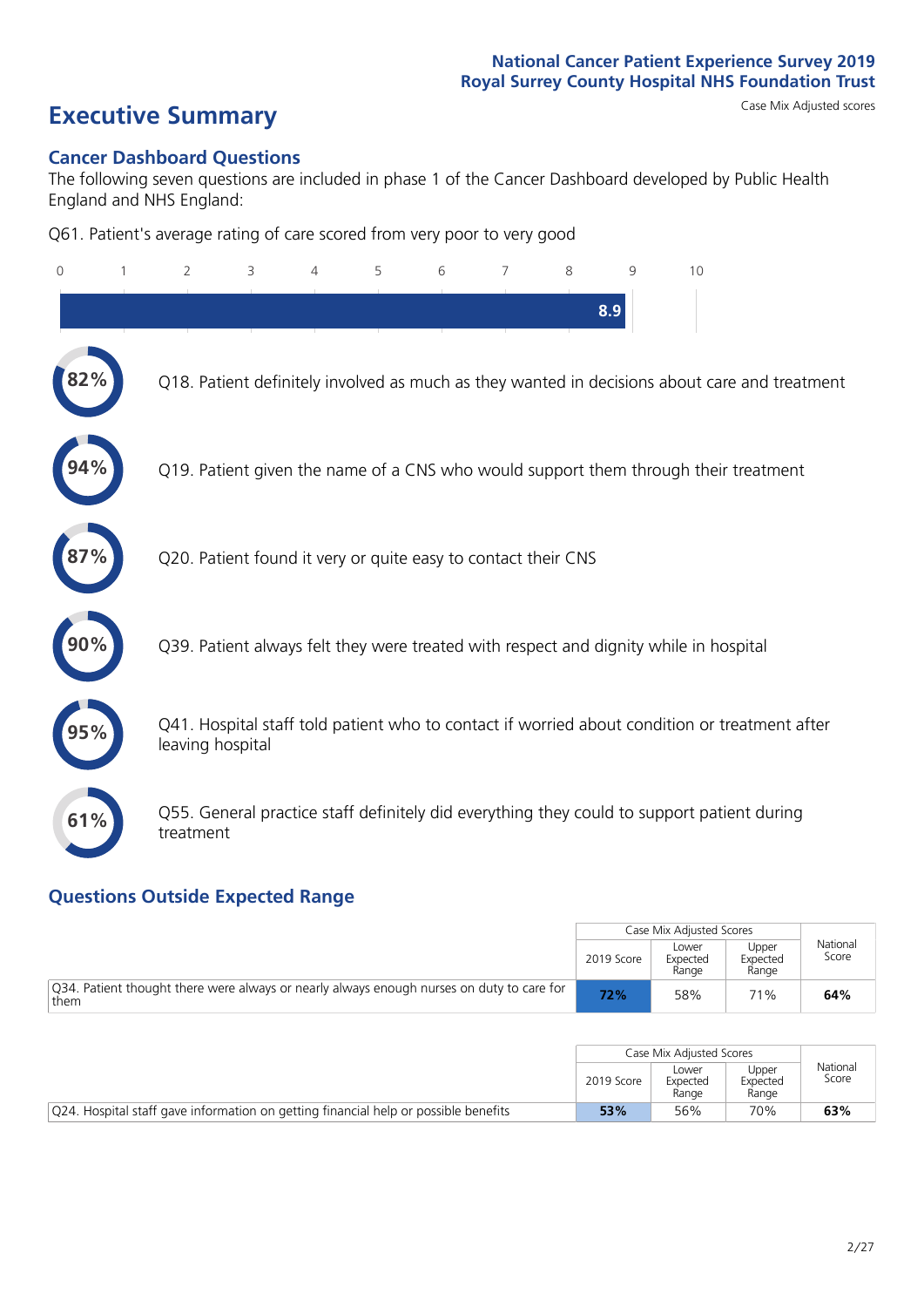National Cancer Patient Experience Survey 2019
Royal Surrey County Hospital NHS Foundation Trust

# Executive Summary

Case Mix Adjusted scores

## Cancer Dashboard Questions

The following seven questions are included in phase 1 of the Cancer Dashboard developed by Public Health England and NHS England:

Q61. Patient's average rating of care scored from very poor to very good

**8.9**

- **82%** Q18. Patient definitely involved as much as they wanted in decisions about care and treatment
- **94%** Q19. Patient given the name of a CNS who would support them through their treatment
- **87%** Q20. Patient found it very or quite easy to contact their CNS
- **90%** Q39. Patient always felt they were treated with respect and dignity while in hospital
- **95%** Q41. Hospital staff told patient who to contact if worried about condition or treatment after leaving hospital
- **61%** Q55. General practice staff definitely did everything they could to support patient during treatment

## Questions Outside Expected Range

| | Case Mix Adjusted Scores | | | National Score |
|---|---|---|---|---|
| | 2019 Score | Lower Expected Range | Upper Expected Range | |
| Q34. Patient thought there were always or nearly always enough nurses on duty to care for them | **72%** | 58% | 71% | **64%** |

| | Case Mix Adjusted Scores | | | National Score |
|---|---|---|---|---|
| | 2019 Score | Lower Expected Range | Upper Expected Range | |
| Q24. Hospital staff gave information on getting financial help or possible benefits | **53%** | 56% | 70% | **63%** |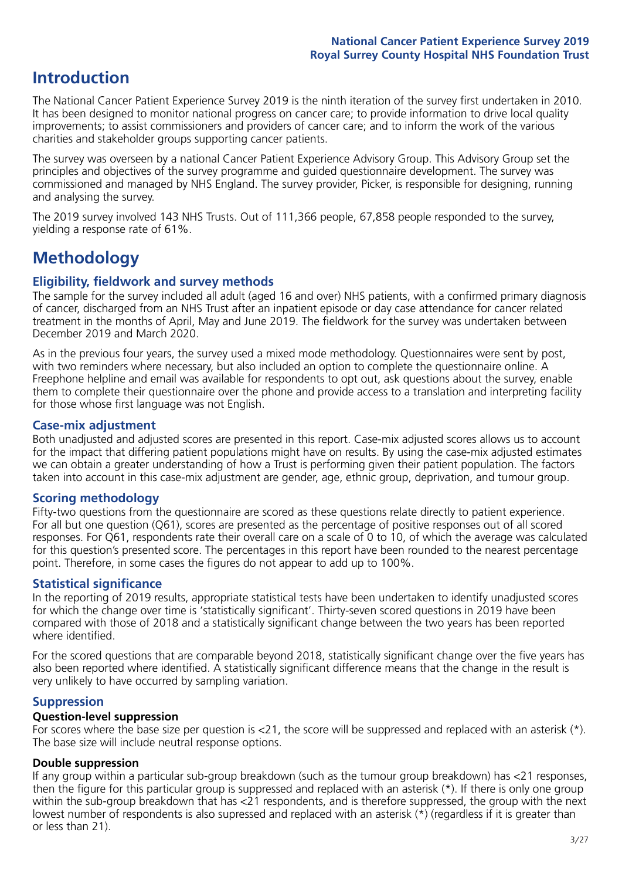# Introduction

The National Cancer Patient Experience Survey 2019 is the ninth iteration of the survey first undertaken in 2010. It has been designed to monitor national progress on cancer care; to provide information to drive local quality improvements; to assist commissioners and providers of cancer care; and to inform the work of the various charities and stakeholder groups supporting cancer patients.

The survey was overseen by a national Cancer Patient Experience Advisory Group. This Advisory Group set the principles and objectives of the survey programme and guided questionnaire development. The survey was commissioned and managed by NHS England. The survey provider, Picker, is responsible for designing, running and analysing the survey.

The 2019 survey involved 143 NHS Trusts. Out of 111,366 people, 67,858 people responded to the survey, yielding a response rate of 61%.

# Methodology

## Eligibility, fieldwork and survey methods

The sample for the survey included all adult (aged 16 and over) NHS patients, with a confirmed primary diagnosis of cancer, discharged from an NHS Trust after an inpatient episode or day case attendance for cancer related treatment in the months of April, May and June 2019. The fieldwork for the survey was undertaken between December 2019 and March 2020.

As in the previous four years, the survey used a mixed mode methodology. Questionnaires were sent by post, with two reminders where necessary, but also included an option to complete the questionnaire online. A Freephone helpline and email was available for respondents to opt out, ask questions about the survey, enable them to complete their questionnaire over the phone and provide access to a translation and interpreting facility for those whose first language was not English.

## Case-mix adjustment

Both unadjusted and adjusted scores are presented in this report. Case-mix adjusted scores allows us to account for the impact that differing patient populations might have on results. By using the case-mix adjusted estimates we can obtain a greater understanding of how a Trust is performing given their patient population. The factors taken into account in this case-mix adjustment are gender, age, ethnic group, deprivation, and tumour group.

## Scoring methodology

Fifty-two questions from the questionnaire are scored as these questions relate directly to patient experience. For all but one question (Q61), scores are presented as the percentage of positive responses out of all scored responses. For Q61, respondents rate their overall care on a scale of 0 to 10, of which the average was calculated for this question's presented score. The percentages in this report have been rounded to the nearest percentage point. Therefore, in some cases the figures do not appear to add up to 100%.

## Statistical significance

In the reporting of 2019 results, appropriate statistical tests have been undertaken to identify unadjusted scores for which the change over time is 'statistically significant'. Thirty-seven scored questions in 2019 have been compared with those of 2018 and a statistically significant change between the two years has been reported where identified.

For the scored questions that are comparable beyond 2018, statistically significant change over the five years has also been reported where identified. A statistically significant difference means that the change in the result is very unlikely to have occurred by sampling variation.

## Suppression

### Question-level suppression

For scores where the base size per question is <21, the score will be suppressed and replaced with an asterisk (*). The base size will include neutral response options.

### Double suppression

If any group within a particular sub-group breakdown (such as the tumour group breakdown) has <21 responses, then the figure for this particular group is suppressed and replaced with an asterisk (*). If there is only one group within the sub-group breakdown that has <21 respondents, and is therefore suppressed, the group with the next lowest number of respondents is also supressed and replaced with an asterisk (*) (regardless if it is greater than or less than 21).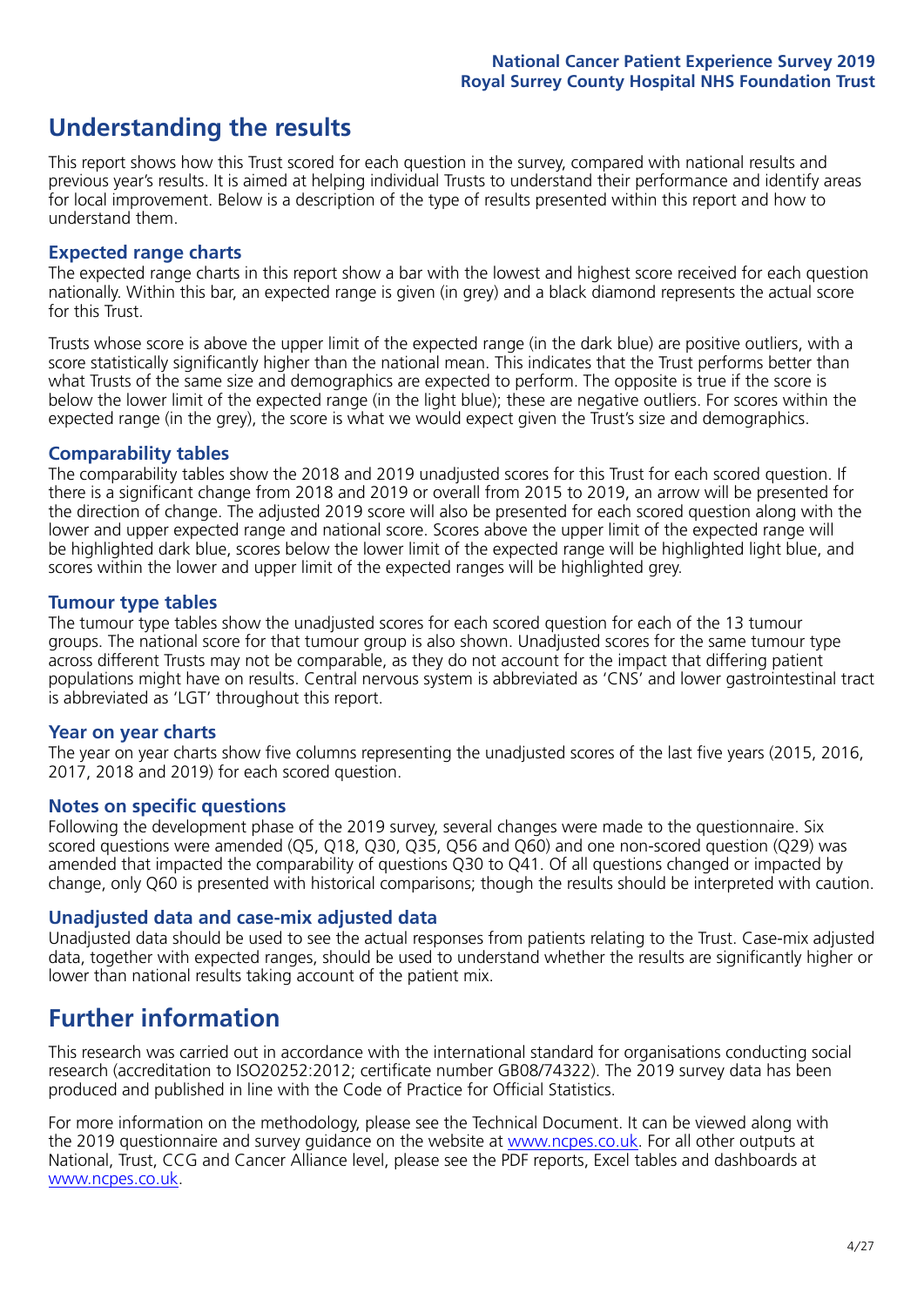# Understanding the results

This report shows how this Trust scored for each question in the survey, compared with national results and previous year's results. It is aimed at helping individual Trusts to understand their performance and identify areas for local improvement. Below is a description of the type of results presented within this report and how to understand them.

## Expected range charts

The expected range charts in this report show a bar with the lowest and highest score received for each question nationally. Within this bar, an expected range is given (in grey) and a black diamond represents the actual score for this Trust.

Trusts whose score is above the upper limit of the expected range (in the dark blue) are positive outliers, with a score statistically significantly higher than the national mean. This indicates that the Trust performs better than what Trusts of the same size and demographics are expected to perform. The opposite is true if the score is below the lower limit of the expected range (in the light blue); these are negative outliers. For scores within the expected range (in the grey), the score is what we would expect given the Trust's size and demographics.

## Comparability tables

The comparability tables show the 2018 and 2019 unadjusted scores for this Trust for each scored question. If there is a significant change from 2018 and 2019 or overall from 2015 to 2019, an arrow will be presented for the direction of change. The adjusted 2019 score will also be presented for each scored question along with the lower and upper expected range and national score. Scores above the upper limit of the expected range will be highlighted dark blue, scores below the lower limit of the expected range will be highlighted light blue, and scores within the lower and upper limit of the expected ranges will be highlighted grey.

## Tumour type tables

The tumour type tables show the unadjusted scores for each scored question for each of the 13 tumour groups. The national score for that tumour group is also shown. Unadjusted scores for the same tumour type across different Trusts may not be comparable, as they do not account for the impact that differing patient populations might have on results. Central nervous system is abbreviated as 'CNS' and lower gastrointestinal tract is abbreviated as 'LGT' throughout this report.

## Year on year charts

The year on year charts show five columns representing the unadjusted scores of the last five years (2015, 2016, 2017, 2018 and 2019) for each scored question.

## Notes on specific questions

Following the development phase of the 2019 survey, several changes were made to the questionnaire. Six scored questions were amended (Q5, Q18, Q30, Q35, Q56 and Q60) and one non-scored question (Q29) was amended that impacted the comparability of questions Q30 to Q41. Of all questions changed or impacted by change, only Q60 is presented with historical comparisons; though the results should be interpreted with caution.

## Unadjusted data and case-mix adjusted data

Unadjusted data should be used to see the actual responses from patients relating to the Trust. Case-mix adjusted data, together with expected ranges, should be used to understand whether the results are significantly higher or lower than national results taking account of the patient mix.

# Further information

This research was carried out in accordance with the international standard for organisations conducting social research (accreditation to ISO20252:2012; certificate number GB08/74322). The 2019 survey data has been produced and published in line with the Code of Practice for Official Statistics.

For more information on the methodology, please see the Technical Document. It can be viewed along with the 2019 questionnaire and survey guidance on the website at www.ncpes.co.uk. For all other outputs at National, Trust, CCG and Cancer Alliance level, please see the PDF reports, Excel tables and dashboards at www.ncpes.co.uk.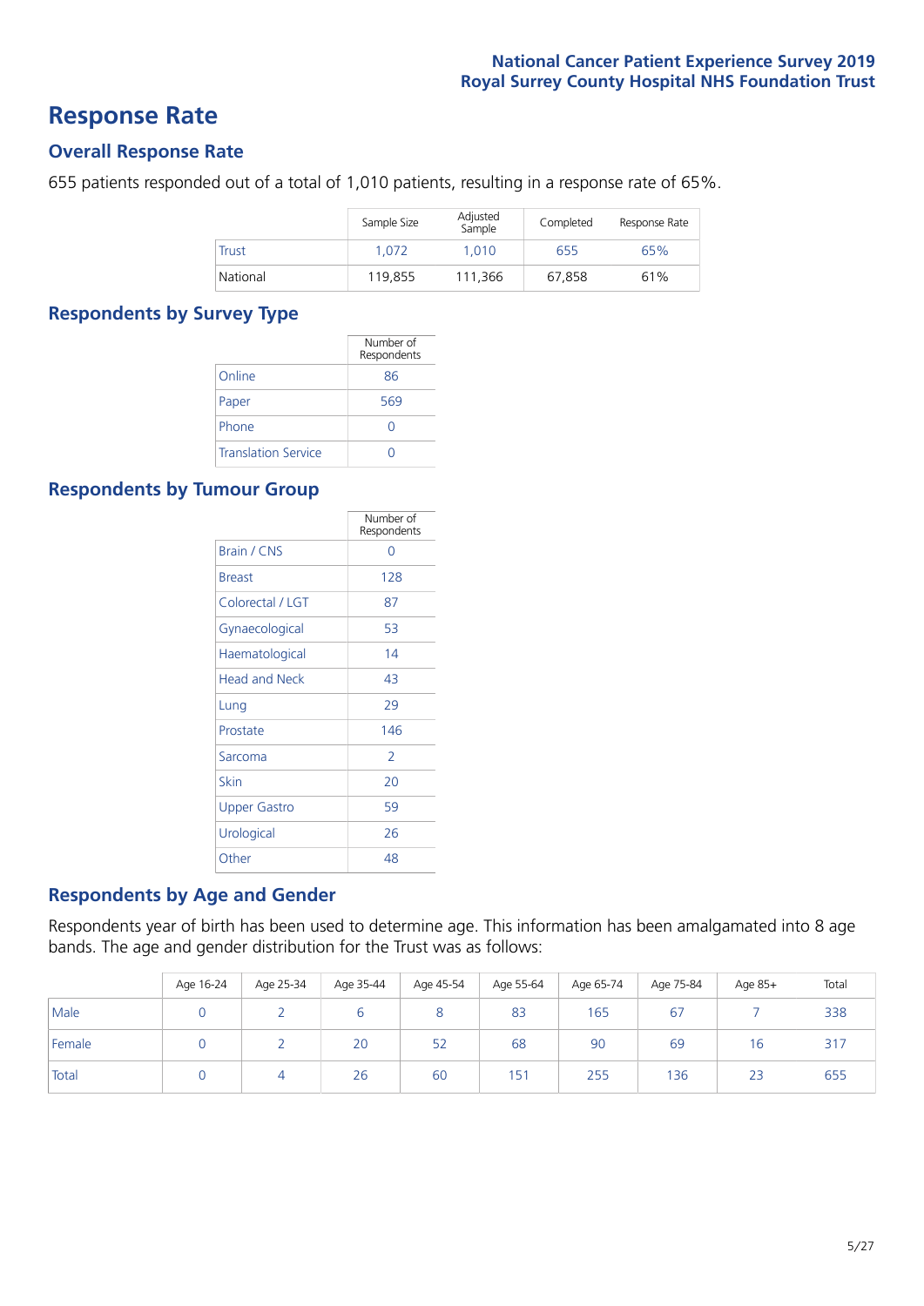# Response Rate

## Overall Response Rate

655 patients responded out of a total of 1,010 patients, resulting in a response rate of 65%.

| | Sample Size | Adjusted Sample | Completed | Response Rate |
|---|---|---|---|---|
| Trust | 1,072 | 1,010 | 655 | 65% |
| National | 119,855 | 111,366 | 67,858 | 61% |

## Respondents by Survey Type

| | Number of Respondents |
|---|---|
| Online | 86 |
| Paper | 569 |
| Phone | 0 |
| Translation Service | 0 |

## Respondents by Tumour Group

| | Number of Respondents |
|---|---|
| Brain / CNS | 0 |
| Breast | 128 |
| Colorectal / LGT | 87 |
| Gynaecological | 53 |
| Haematological | 14 |
| Head and Neck | 43 |
| Lung | 29 |
| Prostate | 146 |
| Sarcoma | 2 |
| Skin | 20 |
| Upper Gastro | 59 |
| Urological | 26 |
| Other | 48 |

## Respondents by Age and Gender

Respondents year of birth has been used to determine age. This information has been amalgamated into 8 age bands. The age and gender distribution for the Trust was as follows:

| | Age 16-24 | Age 25-34 | Age 35-44 | Age 45-54 | Age 55-64 | Age 65-74 | Age 75-84 | Age 85+ | Total |
|---|---|---|---|---|---|---|---|---|---|
| Male | 0 | 2 | 6 | 8 | 83 | 165 | 67 | 7 | 338 |
| Female | 0 | 2 | 20 | 52 | 68 | 90 | 69 | 16 | 317 |
| Total | 0 | 4 | 26 | 60 | 151 | 255 | 136 | 23 | 655 |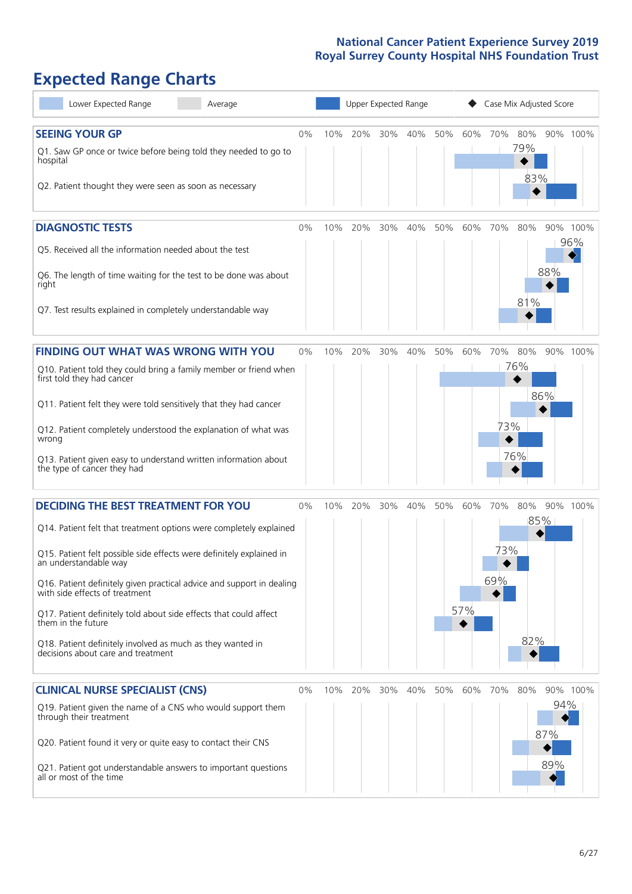# Expected Range Charts

Lower Expected Range | Average | Upper Expected Range | ◆ Case Mix Adjusted Score

## SEEING YOUR GP

| Question | Case Mix Adjusted Score |
|---|---|
| Q1. Saw GP once or twice before being told they needed to go to hospital | 79% |
| Q2. Patient thought they were seen as soon as necessary | 83% |

## DIAGNOSTIC TESTS

| Question | Case Mix Adjusted Score |
|---|---|
| Q5. Received all the information needed about the test | 96% |
| Q6. The length of time waiting for the test to be done was about right | 88% |
| Q7. Test results explained in completely understandable way | 81% |

## FINDING OUT WHAT WAS WRONG WITH YOU

| Question | Case Mix Adjusted Score |
|---|---|
| Q10. Patient told they could bring a family member or friend when first told they had cancer | 76% |
| Q11. Patient felt they were told sensitively that they had cancer | 86% |
| Q12. Patient completely understood the explanation of what was wrong | 73% |
| Q13. Patient given easy to understand written information about the type of cancer they had | 76% |

## DECIDING THE BEST TREATMENT FOR YOU

| Question | Case Mix Adjusted Score |
|---|---|
| Q14. Patient felt that treatment options were completely explained | 85% |
| Q15. Patient felt possible side effects were definitely explained in an understandable way | 73% |
| Q16. Patient definitely given practical advice and support in dealing with side effects of treatment | 69% |
| Q17. Patient definitely told about side effects that could affect them in the future | 57% |
| Q18. Patient definitely involved as much as they wanted in decisions about care and treatment | 82% |

## CLINICAL NURSE SPECIALIST (CNS)

| Question | Case Mix Adjusted Score |
|---|---|
| Q19. Patient given the name of a CNS who would support them through their treatment | 94% |
| Q20. Patient found it very or quite easy to contact their CNS | 87% |
| Q21. Patient got understandable answers to important questions all or most of the time | 89% |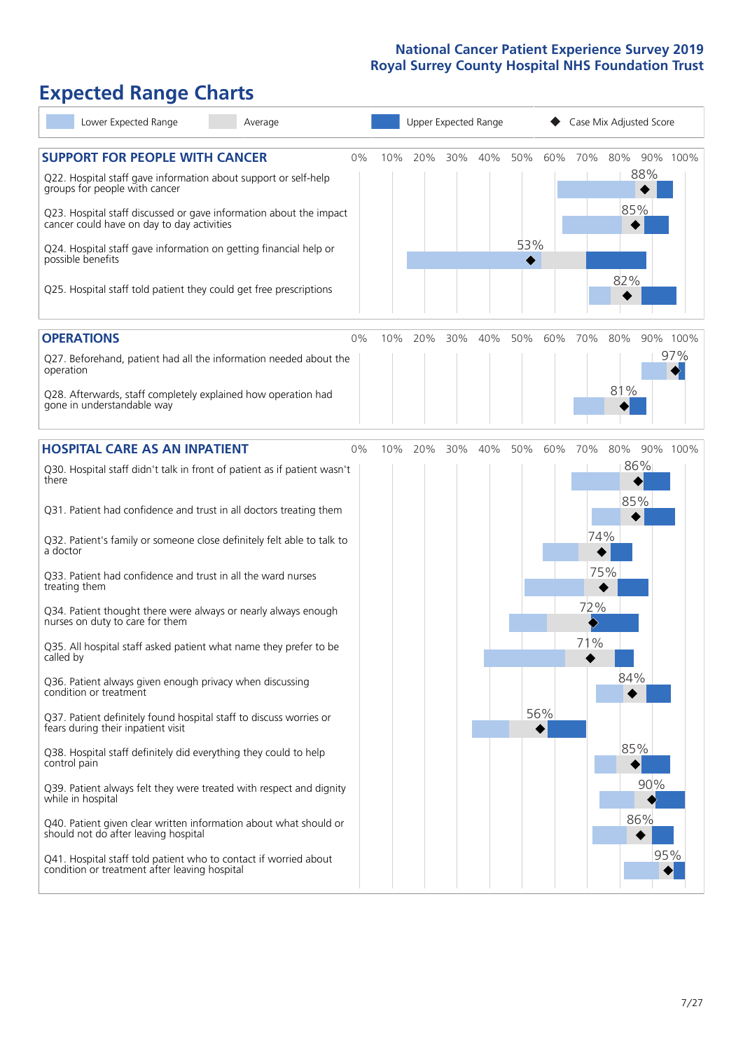# Expected Range Charts

Lower Expected Range | Average | Upper Expected Range | ◆ Case Mix Adjusted Score

## SUPPORT FOR PEOPLE WITH CANCER

| Question | Case Mix Adjusted Score |
|---|---|
| Q22. Hospital staff gave information about support or self-help groups for people with cancer | 88% |
| Q23. Hospital staff discussed or gave information about the impact cancer could have on day to day activities | 85% |
| Q24. Hospital staff gave information on getting financial help or possible benefits | 53% |
| Q25. Hospital staff told patient they could get free prescriptions | 82% |

## OPERATIONS

| Question | Case Mix Adjusted Score |
|---|---|
| Q27. Beforehand, patient had all the information needed about the operation | 97% |
| Q28. Afterwards, staff completely explained how operation had gone in understandable way | 81% |

## HOSPITAL CARE AS AN INPATIENT

| Question | Case Mix Adjusted Score |
|---|---|
| Q30. Hospital staff didn't talk in front of patient as if patient wasn't there | 86% |
| Q31. Patient had confidence and trust in all doctors treating them | 85% |
| Q32. Patient's family or someone close definitely felt able to talk to a doctor | 74% |
| Q33. Patient had confidence and trust in all the ward nurses treating them | 75% |
| Q34. Patient thought there were always or nearly always enough nurses on duty to care for them | 72% |
| Q35. All hospital staff asked patient what name they prefer to be called by | 71% |
| Q36. Patient always given enough privacy when discussing condition or treatment | 84% |
| Q37. Patient definitely found hospital staff to discuss worries or fears during their inpatient visit | 56% |
| Q38. Hospital staff definitely did everything they could to help control pain | 85% |
| Q39. Patient always felt they were treated with respect and dignity while in hospital | 90% |
| Q40. Patient given clear written information about what should or should not do after leaving hospital | 86% |
| Q41. Hospital staff told patient who to contact if worried about condition or treatment after leaving hospital | 95% |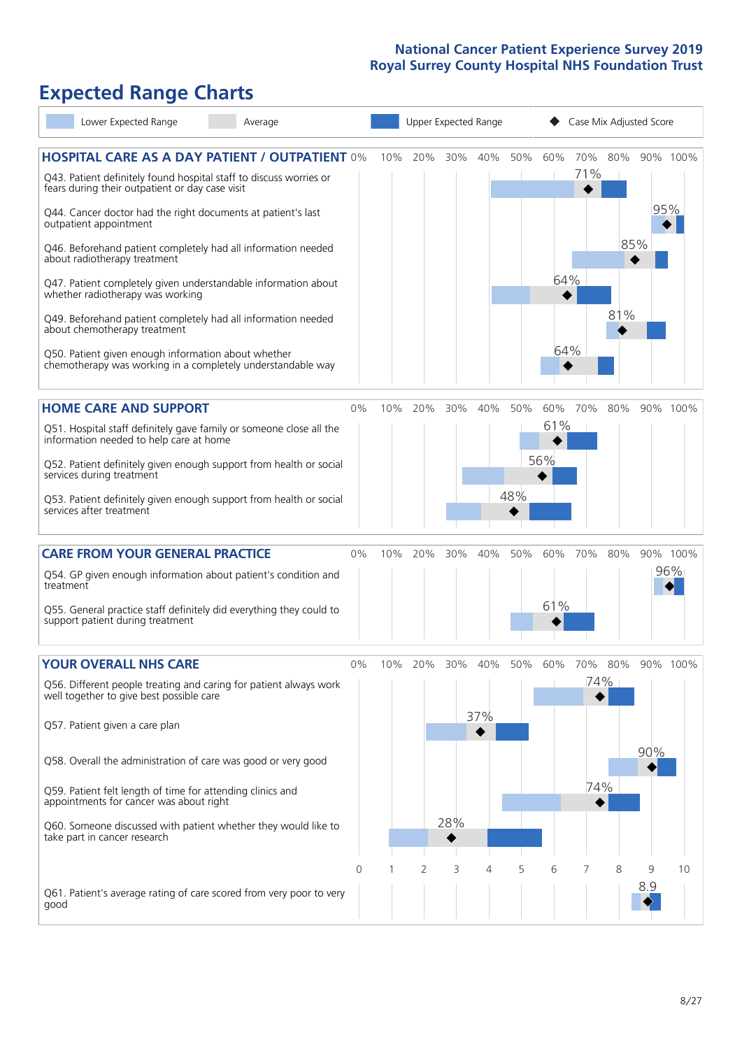# Expected Range Charts

Lower Expected Range | Average | Upper Expected Range | ◆ Case Mix Adjusted Score

## HOSPITAL CARE AS A DAY PATIENT / OUTPATIENT

| Question | Case Mix Adjusted Score |
|---|---|
| Q43. Patient definitely found hospital staff to discuss worries or fears during their outpatient or day case visit | 71% |
| Q44. Cancer doctor had the right documents at patient's last outpatient appointment | 95% |
| Q46. Beforehand patient completely had all information needed about radiotherapy treatment | 85% |
| Q47. Patient completely given understandable information about whether radiotherapy was working | 64% |
| Q49. Beforehand patient completely had all information needed about chemotherapy treatment | 81% |
| Q50. Patient given enough information about whether chemotherapy was working in a completely understandable way | 64% |

## HOME CARE AND SUPPORT

| Question | Case Mix Adjusted Score |
|---|---|
| Q51. Hospital staff definitely gave family or someone close all the information needed to help care at home | 61% |
| Q52. Patient definitely given enough support from health or social services during treatment | 56% |
| Q53. Patient definitely given enough support from health or social services after treatment | 48% |

## CARE FROM YOUR GENERAL PRACTICE

| Question | Case Mix Adjusted Score |
|---|---|
| Q54. GP given enough information about patient's condition and treatment | 96% |
| Q55. General practice staff definitely did everything they could to support patient during treatment | 61% |

## YOUR OVERALL NHS CARE

| Question | Case Mix Adjusted Score |
|---|---|
| Q56. Different people treating and caring for patient always work well together to give best possible care | 74% |
| Q57. Patient given a care plan | 37% |
| Q58. Overall the administration of care was good or very good | 90% |
| Q59. Patient felt length of time for attending clinics and appointments for cancer was about right | 74% |
| Q60. Someone discussed with patient whether they would like to take part in cancer research | 28% |
| Q61. Patient's average rating of care scored from very poor to very good | 8.9 |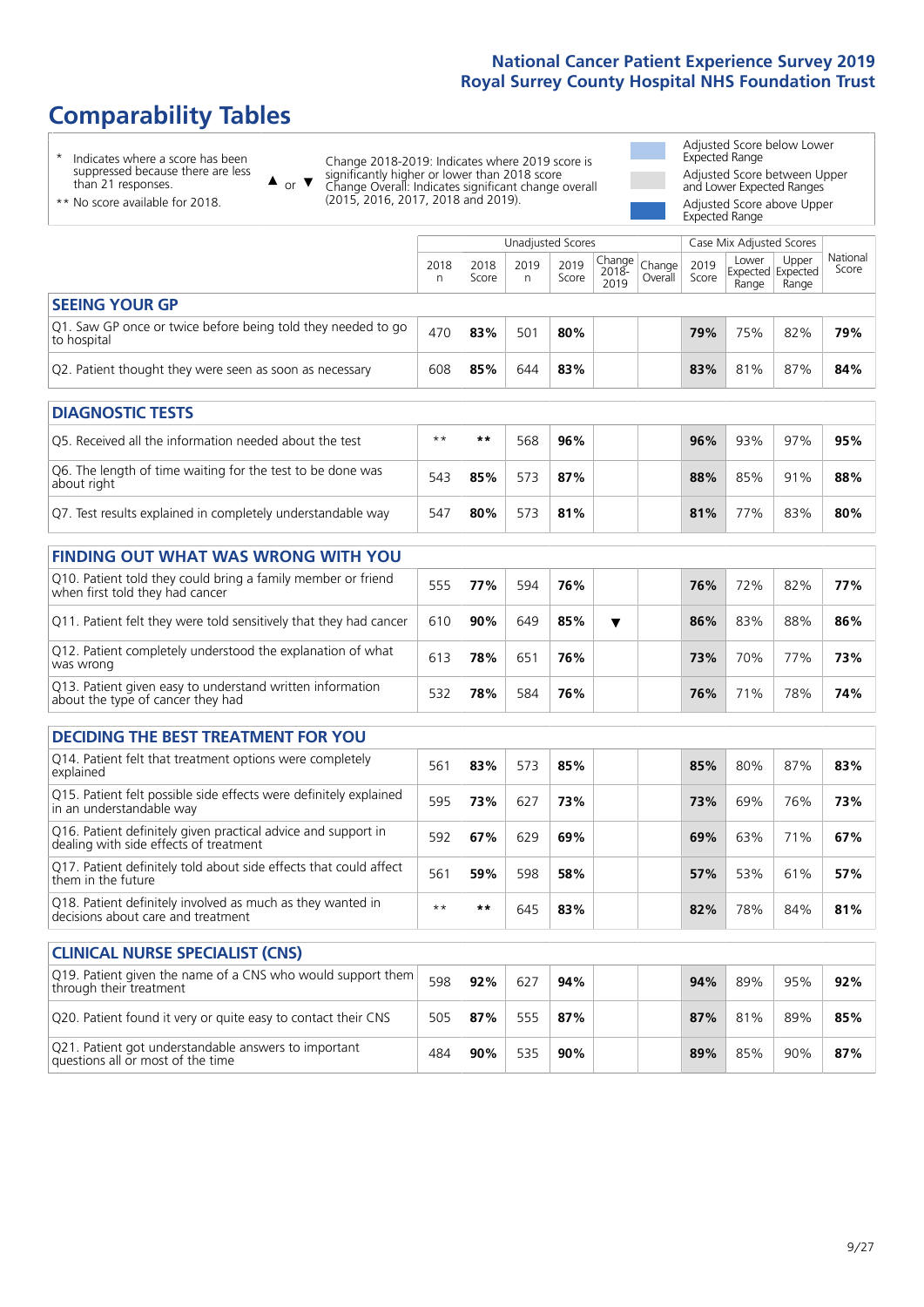# Comparability Tables

\* Indicates where a score has been suppressed because there are less than 21 responses.

** No score available for 2018.

▲ or ▼ Change 2018-2019: Indicates where 2019 score is significantly higher or lower than 2018 score. Change Overall: Indicates significant change overall (2015, 2016, 2017, 2018 and 2019).

Adjusted Score below Lower Expected Range

Adjusted Score between Upper and Lower Expected Ranges

Adjusted Score above Upper Expected Range

| | Unadjusted Scores | | | | | | Case Mix Adjusted Scores | | | |
|---|---|---|---|---|---|---|---|---|---|---|
| | 2018 n | 2018 Score | 2019 n | 2019 Score | Change 2018-2019 | Change Overall | 2019 Score | Lower Expected Range | Upper Expected Range | National Score |
| **SEEING YOUR GP** | | | | | | | | | | |
| Q1. Saw GP once or twice before being told they needed to go to hospital | 470 | **83%** | 501 | **80%** | | | **79%** | 75% | 82% | **79%** |
| Q2. Patient thought they were seen as soon as necessary | 608 | **85%** | 644 | **83%** | | | **83%** | 81% | 87% | **84%** |
| **DIAGNOSTIC TESTS** | | | | | | | | | | |
| Q5. Received all the information needed about the test | ** | ** | 568 | **96%** | | | **96%** | 93% | 97% | **95%** |
| Q6. The length of time waiting for the test to be done was about right | 543 | **85%** | 573 | **87%** | | | **88%** | 85% | 91% | **88%** |
| Q7. Test results explained in completely understandable way | 547 | **80%** | 573 | **81%** | | | **81%** | 77% | 83% | **80%** |
| **FINDING OUT WHAT WAS WRONG WITH YOU** | | | | | | | | | | |
| Q10. Patient told they could bring a family member or friend when first told they had cancer | 555 | **77%** | 594 | **76%** | | | **76%** | 72% | 82% | **77%** |
| Q11. Patient felt they were told sensitively that they had cancer | 610 | **90%** | 649 | **85%** | ▼ | | **86%** | 83% | 88% | **86%** |
| Q12. Patient completely understood the explanation of what was wrong | 613 | **78%** | 651 | **76%** | | | **73%** | 70% | 77% | **73%** |
| Q13. Patient given easy to understand written information about the type of cancer they had | 532 | **78%** | 584 | **76%** | | | **76%** | 71% | 78% | **74%** |
| **DECIDING THE BEST TREATMENT FOR YOU** | | | | | | | | | | |
| Q14. Patient felt that treatment options were completely explained | 561 | **83%** | 573 | **85%** | | | **85%** | 80% | 87% | **83%** |
| Q15. Patient felt possible side effects were definitely explained in an understandable way | 595 | **73%** | 627 | **73%** | | | **73%** | 69% | 76% | **73%** |
| Q16. Patient definitely given practical advice and support in dealing with side effects of treatment | 592 | **67%** | 629 | **69%** | | | **69%** | 63% | 71% | **67%** |
| Q17. Patient definitely told about side effects that could affect them in the future | 561 | **59%** | 598 | **58%** | | | **57%** | 53% | 61% | **57%** |
| Q18. Patient definitely involved as much as they wanted in decisions about care and treatment | ** | ** | 645 | **83%** | | | **82%** | 78% | 84% | **81%** |
| **CLINICAL NURSE SPECIALIST (CNS)** | | | | | | | | | | |
| Q19. Patient given the name of a CNS who would support them through their treatment | 598 | **92%** | 627 | **94%** | | | **94%** | 89% | 95% | **92%** |
| Q20. Patient found it very or quite easy to contact their CNS | 505 | **87%** | 555 | **87%** | | | **87%** | 81% | 89% | **85%** |
| Q21. Patient got understandable answers to important questions all or most of the time | 484 | **90%** | 535 | **90%** | | | **89%** | 85% | 90% | **87%** |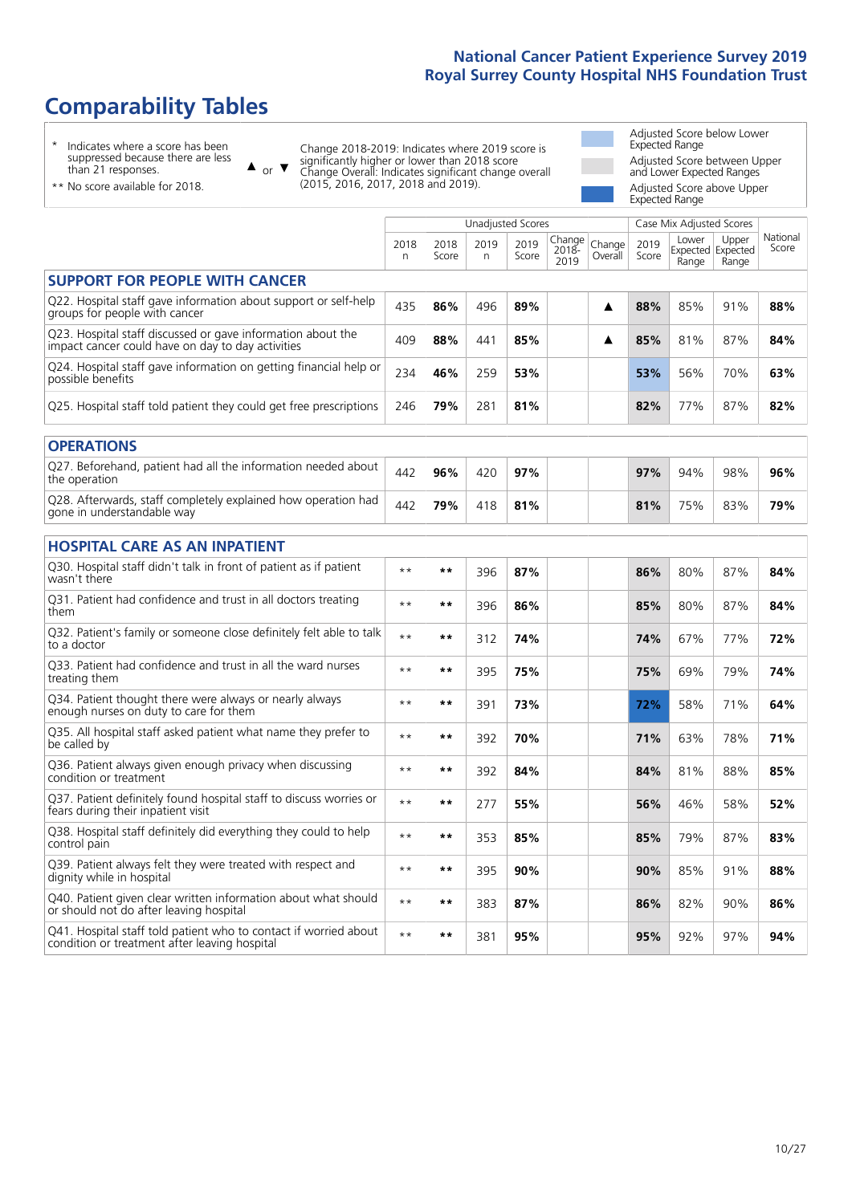# Comparability Tables

\* Indicates where a score has been suppressed because there are less than 21 responses.

\*\* No score available for 2018.

▲ or ▼ Change 2018-2019: Indicates where 2019 score is significantly higher or lower than 2018 score. Change Overall: Indicates significant change overall (2015, 2016, 2017, 2018 and 2019).

Adjusted Score below Lower Expected Range

Adjusted Score between Upper and Lower Expected Ranges

Adjusted Score above Upper Expected Range

| | Unadjusted Scores | | | | | | Case Mix Adjusted Scores | | | |
|---|---|---|---|---|---|---|---|---|---|---|
| | 2018 n | 2018 Score | 2019 n | 2019 Score | Change 2018-2019 | Change Overall | 2019 Score | Lower Expected Range | Upper Expected Range | National Score |
| **SUPPORT FOR PEOPLE WITH CANCER** | | | | | | | | | | |
| Q22. Hospital staff gave information about support or self-help groups for people with cancer | 435 | **86%** | 496 | **89%** | | ▲ | **88%** | 85% | 91% | **88%** |
| Q23. Hospital staff discussed or gave information about the impact cancer could have on day to day activities | 409 | **88%** | 441 | **85%** | | ▲ | **85%** | 81% | 87% | **84%** |
| Q24. Hospital staff gave information on getting financial help or possible benefits | 234 | **46%** | 259 | **53%** | | | **53%** | 56% | 70% | **63%** |
| Q25. Hospital staff told patient they could get free prescriptions | 246 | **79%** | 281 | **81%** | | | **82%** | 77% | 87% | **82%** |
| **OPERATIONS** | | | | | | | | | | |
| Q27. Beforehand, patient had all the information needed about the operation | 442 | **96%** | 420 | **97%** | | | **97%** | 94% | 98% | **96%** |
| Q28. Afterwards, staff completely explained how operation had gone in understandable way | 442 | **79%** | 418 | **81%** | | | **81%** | 75% | 83% | **79%** |
| **HOSPITAL CARE AS AN INPATIENT** | | | | | | | | | | |
| Q30. Hospital staff didn't talk in front of patient as if patient wasn't there | ** | ** | 396 | **87%** | | | **86%** | 80% | 87% | **84%** |
| Q31. Patient had confidence and trust in all doctors treating them | ** | ** | 396 | **86%** | | | **85%** | 80% | 87% | **84%** |
| Q32. Patient's family or someone close definitely felt able to talk to a doctor | ** | ** | 312 | **74%** | | | **74%** | 67% | 77% | **72%** |
| Q33. Patient had confidence and trust in all the ward nurses treating them | ** | ** | 395 | **75%** | | | **75%** | 69% | 79% | **74%** |
| Q34. Patient thought there were always or nearly always enough nurses on duty to care for them | ** | ** | 391 | **73%** | | | **72%** | 58% | 71% | **64%** |
| Q35. All hospital staff asked patient what name they prefer to be called by | ** | ** | 392 | **70%** | | | **71%** | 63% | 78% | **71%** |
| Q36. Patient always given enough privacy when discussing condition or treatment | ** | ** | 392 | **84%** | | | **84%** | 81% | 88% | **85%** |
| Q37. Patient definitely found hospital staff to discuss worries or fears during their inpatient visit | ** | ** | 277 | **55%** | | | **56%** | 46% | 58% | **52%** |
| Q38. Hospital staff definitely did everything they could to help control pain | ** | ** | 353 | **85%** | | | **85%** | 79% | 87% | **83%** |
| Q39. Patient always felt they were treated with respect and dignity while in hospital | ** | ** | 395 | **90%** | | | **90%** | 85% | 91% | **88%** |
| Q40. Patient given clear written information about what should or should not do after leaving hospital | ** | ** | 383 | **87%** | | | **86%** | 82% | 90% | **86%** |
| Q41. Hospital staff told patient who to contact if worried about condition or treatment after leaving hospital | ** | ** | 381 | **95%** | | | **95%** | 92% | 97% | **94%** |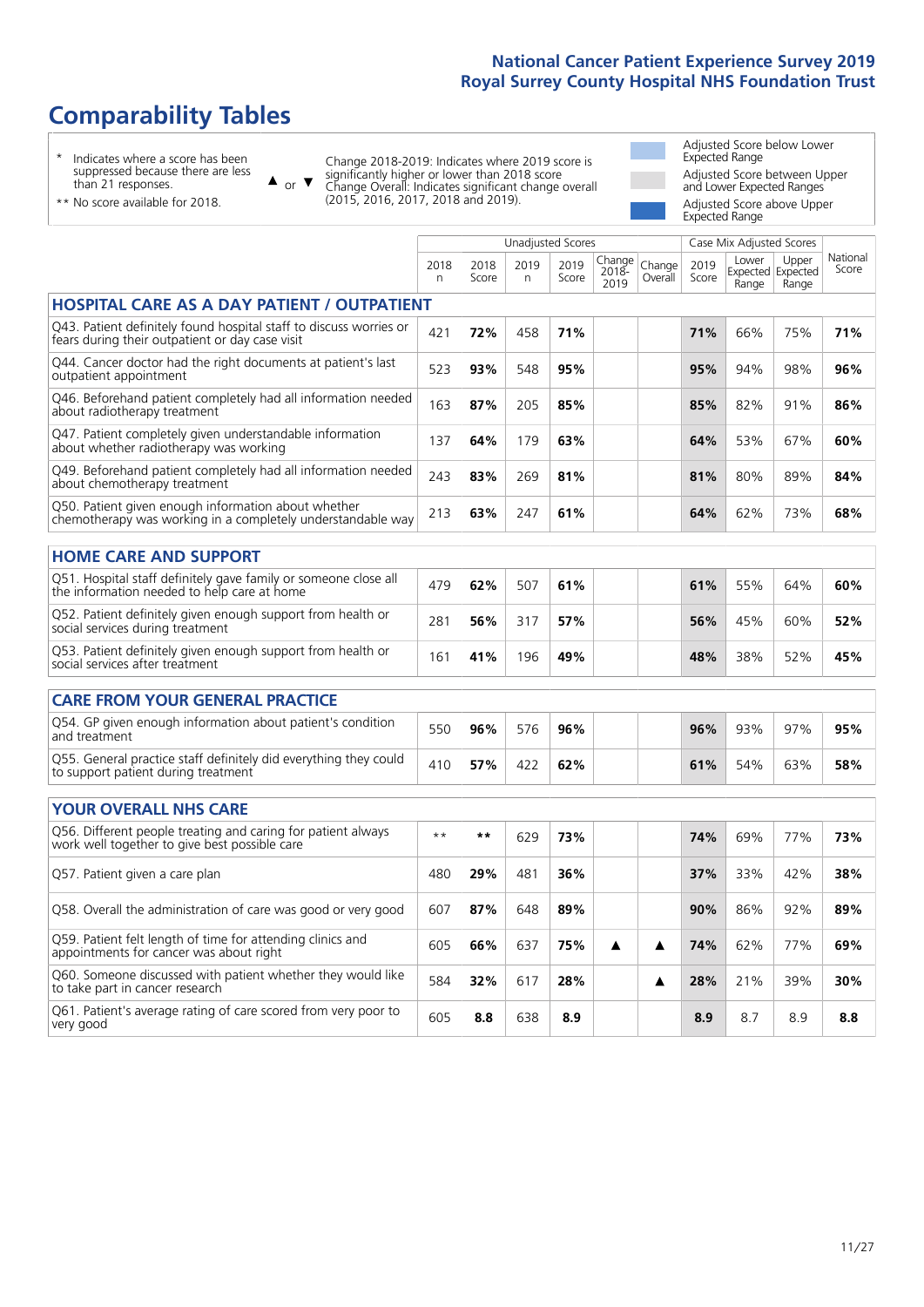# Comparability Tables

\* Indicates where a score has been suppressed because there are less than 21 responses.

\*\* No score available for 2018.

▲ or ▼ Change 2018-2019: Indicates where 2019 score is significantly higher or lower than 2018 score. Change Overall: Indicates significant change overall (2015, 2016, 2017, 2018 and 2019).

Adjusted Score below Lower Expected Range

Adjusted Score between Upper and Lower Expected Ranges

Adjusted Score above Upper Expected Range

| | Unadjusted Scores | | | | | | Case Mix Adjusted Scores | | | |
|---|---|---|---|---|---|---|---|---|---|---|
| | 2018 n | 2018 Score | 2019 n | 2019 Score | Change 2018-2019 | Change Overall | 2019 Score | Lower Expected Range | Upper Expected Range | National Score |
| **HOSPITAL CARE AS A DAY PATIENT / OUTPATIENT** | | | | | | | | | | |
| Q43. Patient definitely found hospital staff to discuss worries or fears during their outpatient or day case visit | 421 | **72%** | 458 | **71%** | | | **71%** | 66% | 75% | **71%** |
| Q44. Cancer doctor had the right documents at patient's last outpatient appointment | 523 | **93%** | 548 | **95%** | | | **95%** | 94% | 98% | **96%** |
| Q46. Beforehand patient completely had all information needed about radiotherapy treatment | 163 | **87%** | 205 | **85%** | | | **85%** | 82% | 91% | **86%** |
| Q47. Patient completely given understandable information about whether radiotherapy was working | 137 | **64%** | 179 | **63%** | | | **64%** | 53% | 67% | **60%** |
| Q49. Beforehand patient completely had all information needed about chemotherapy treatment | 243 | **83%** | 269 | **81%** | | | **81%** | 80% | 89% | **84%** |
| Q50. Patient given enough information about whether chemotherapy was working in a completely understandable way | 213 | **63%** | 247 | **61%** | | | **64%** | 62% | 73% | **68%** |
| **HOME CARE AND SUPPORT** | | | | | | | | | | |
| Q51. Hospital staff definitely gave family or someone close all the information needed to help care at home | 479 | **62%** | 507 | **61%** | | | **61%** | 55% | 64% | **60%** |
| Q52. Patient definitely given enough support from health or social services during treatment | 281 | **56%** | 317 | **57%** | | | **56%** | 45% | 60% | **52%** |
| Q53. Patient definitely given enough support from health or social services after treatment | 161 | **41%** | 196 | **49%** | | | **48%** | 38% | 52% | **45%** |
| **CARE FROM YOUR GENERAL PRACTICE** | | | | | | | | | | |
| Q54. GP given enough information about patient's condition and treatment | 550 | **96%** | 576 | **96%** | | | **96%** | 93% | 97% | **95%** |
| Q55. General practice staff definitely did everything they could to support patient during treatment | 410 | **57%** | 422 | **62%** | | | **61%** | 54% | 63% | **58%** |
| **YOUR OVERALL NHS CARE** | | | | | | | | | | |
| Q56. Different people treating and caring for patient always work well together to give best possible care | ** | ** | 629 | **73%** | | | **74%** | 69% | 77% | **73%** |
| Q57. Patient given a care plan | 480 | **29%** | 481 | **36%** | | | **37%** | 33% | 42% | **38%** |
| Q58. Overall the administration of care was good or very good | 607 | **87%** | 648 | **89%** | | | **90%** | 86% | 92% | **89%** |
| Q59. Patient felt length of time for attending clinics and appointments for cancer was about right | 605 | **66%** | 637 | **75%** | ▲ | ▲ | **74%** | 62% | 77% | **69%** |
| Q60. Someone discussed with patient whether they would like to take part in cancer research | 584 | **32%** | 617 | **28%** | | ▲ | **28%** | 21% | 39% | **30%** |
| Q61. Patient's average rating of care scored from very poor to very good | 605 | **8.8** | 638 | **8.9** | | | **8.9** | 8.7 | 8.9 | **8.8** |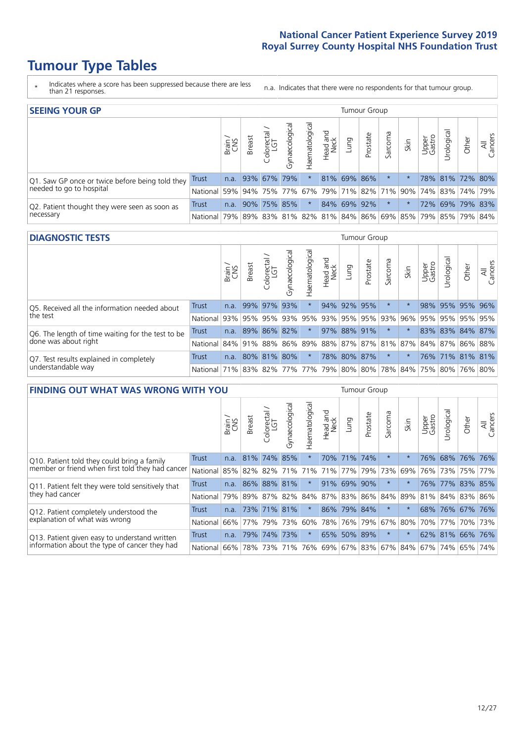# National Cancer Patient Experience Survey 2019
# Royal Surrey County Hospital NHS Foundation Trust

# Tumour Type Tables

\* Indicates where a score has been suppressed because there are less than 21 responses.

n.a. Indicates that there were no respondents for that tumour group.

## SEEING YOUR GP

| | | Brain / CNS | Breast | Colorectal / LGT | Gynaecological | Haematological | Head and Neck | Lung | Prostate | Sarcoma | Skin | Upper Gastro | Urological | Other | All Cancers |
|---|---|---|---|---|---|---|---|---|---|---|---|---|---|---|---|
| Q1. Saw GP once or twice before being told they needed to go to hospital | Trust | n.a. | 93% | 67% | 79% | * | 81% | 69% | 86% | * | * | 78% | 81% | 72% | 80% |
| | National | 59% | 94% | 75% | 77% | 67% | 79% | 71% | 82% | 71% | 90% | 74% | 83% | 74% | 79% |
| Q2. Patient thought they were seen as soon as necessary | Trust | n.a. | 90% | 75% | 85% | * | 84% | 69% | 92% | * | * | 72% | 69% | 79% | 83% |
| | National | 79% | 89% | 83% | 81% | 82% | 81% | 84% | 86% | 69% | 85% | 79% | 85% | 79% | 84% |

## DIAGNOSTIC TESTS

| | | Brain / CNS | Breast | Colorectal / LGT | Gynaecological | Haematological | Head and Neck | Lung | Prostate | Sarcoma | Skin | Upper Gastro | Urological | Other | All Cancers |
|---|---|---|---|---|---|---|---|---|---|---|---|---|---|---|---|
| Q5. Received all the information needed about the test | Trust | n.a. | 99% | 97% | 93% | * | 94% | 92% | 95% | * | * | 98% | 95% | 95% | 96% |
| | National | 93% | 95% | 95% | 93% | 95% | 93% | 95% | 95% | 93% | 96% | 95% | 95% | 95% | 95% |
| Q6. The length of time waiting for the test to be done was about right | Trust | n.a. | 89% | 86% | 82% | * | 97% | 88% | 91% | * | * | 83% | 83% | 84% | 87% |
| | National | 84% | 91% | 88% | 86% | 89% | 88% | 87% | 87% | 81% | 87% | 84% | 87% | 86% | 88% |
| Q7. Test results explained in completely understandable way | Trust | n.a. | 80% | 81% | 80% | * | 78% | 80% | 87% | * | * | 76% | 71% | 81% | 81% |
| | National | 71% | 83% | 82% | 77% | 77% | 79% | 80% | 80% | 78% | 84% | 75% | 80% | 76% | 80% |

## FINDING OUT WHAT WAS WRONG WITH YOU

| | | Brain / CNS | Breast | Colorectal / LGT | Gynaecological | Haematological | Head and Neck | Lung | Prostate | Sarcoma | Skin | Upper Gastro | Urological | Other | All Cancers |
|---|---|---|---|---|---|---|---|---|---|---|---|---|---|---|---|
| Q10. Patient told they could bring a family member or friend when first told they had cancer | Trust | n.a. | 81% | 74% | 85% | * | 70% | 71% | 74% | * | * | 76% | 68% | 76% | 76% |
| | National | 85% | 82% | 82% | 71% | 71% | 71% | 77% | 79% | 73% | 69% | 76% | 73% | 75% | 77% |
| Q11. Patient felt they were told sensitively that they had cancer | Trust | n.a. | 86% | 88% | 81% | * | 91% | 69% | 90% | * | * | 76% | 77% | 83% | 85% |
| | National | 79% | 89% | 87% | 82% | 84% | 87% | 83% | 86% | 84% | 89% | 81% | 84% | 83% | 86% |
| Q12. Patient completely understood the explanation of what was wrong | Trust | n.a. | 73% | 71% | 81% | * | 86% | 79% | 84% | * | * | 68% | 76% | 67% | 76% |
| | National | 66% | 77% | 79% | 73% | 60% | 78% | 76% | 79% | 67% | 80% | 70% | 77% | 70% | 73% |
| Q13. Patient given easy to understand written information about the type of cancer they had | Trust | n.a. | 79% | 74% | 73% | * | 65% | 50% | 89% | * | * | 62% | 81% | 66% | 76% |
| | National | 66% | 78% | 73% | 71% | 76% | 69% | 67% | 83% | 67% | 84% | 67% | 74% | 65% | 74% |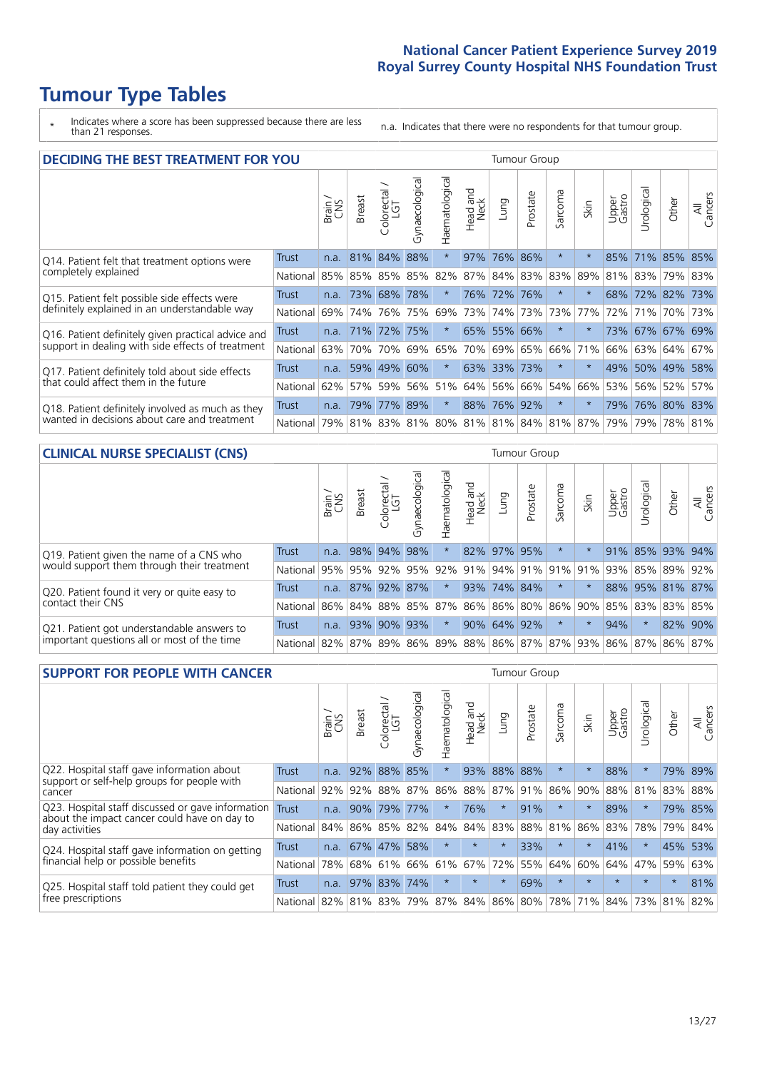# Tumour Type Tables

\* Indicates where a score has been suppressed because there are less than 21 responses.

n.a. Indicates that there were no respondents for that tumour group.

## DECIDING THE BEST TREATMENT FOR YOU

| | | Brain / CNS | Breast | Colorectal / LGT | Gynaecological | Haematological | Head and Neck | Lung | Prostate | Sarcoma | Skin | Upper Gastro | Urological | Other | All Cancers |
|---|---|---|---|---|---|---|---|---|---|---|---|---|---|---|---|
| Q14. Patient felt that treatment options were completely explained | Trust | n.a. | 81% | 84% | 88% | * | 97% | 76% | 86% | * | * | 85% | 71% | 85% | 85% |
| | National | 85% | 85% | 85% | 85% | 82% | 87% | 84% | 83% | 83% | 89% | 81% | 83% | 79% | 83% |
| Q15. Patient felt possible side effects were definitely explained in an understandable way | Trust | n.a. | 73% | 68% | 78% | * | 76% | 72% | 76% | * | * | 68% | 72% | 82% | 73% |
| | National | 69% | 74% | 76% | 75% | 69% | 73% | 74% | 73% | 73% | 77% | 72% | 71% | 70% | 73% |
| Q16. Patient definitely given practical advice and support in dealing with side effects of treatment | Trust | n.a. | 71% | 72% | 75% | * | 65% | 55% | 66% | * | * | 73% | 67% | 67% | 69% |
| | National | 63% | 70% | 70% | 69% | 65% | 70% | 69% | 65% | 66% | 71% | 66% | 63% | 64% | 67% |
| Q17. Patient definitely told about side effects that could affect them in the future | Trust | n.a. | 59% | 49% | 60% | * | 63% | 33% | 73% | * | * | 49% | 50% | 49% | 58% |
| | National | 62% | 57% | 59% | 56% | 51% | 64% | 56% | 66% | 54% | 66% | 53% | 56% | 52% | 57% |
| Q18. Patient definitely involved as much as they wanted in decisions about care and treatment | Trust | n.a. | 79% | 77% | 89% | * | 88% | 76% | 92% | * | * | 79% | 76% | 80% | 83% |
| | National | 79% | 81% | 83% | 81% | 80% | 81% | 81% | 84% | 81% | 87% | 79% | 79% | 78% | 81% |

## CLINICAL NURSE SPECIALIST (CNS)

| | | Brain / CNS | Breast | Colorectal / LGT | Gynaecological | Haematological | Head and Neck | Lung | Prostate | Sarcoma | Skin | Upper Gastro | Urological | Other | All Cancers |
|---|---|---|---|---|---|---|---|---|---|---|---|---|---|---|---|
| Q19. Patient given the name of a CNS who would support them through their treatment | Trust | n.a. | 98% | 94% | 98% | * | 82% | 97% | 95% | * | * | 91% | 85% | 93% | 94% |
| | National | 95% | 95% | 92% | 95% | 92% | 91% | 94% | 91% | 91% | 91% | 93% | 85% | 89% | 92% |
| Q20. Patient found it very or quite easy to contact their CNS | Trust | n.a. | 87% | 92% | 87% | * | 93% | 74% | 84% | * | * | 88% | 95% | 81% | 87% |
| | National | 86% | 84% | 88% | 85% | 87% | 86% | 86% | 80% | 86% | 90% | 85% | 83% | 83% | 85% |
| Q21. Patient got understandable answers to important questions all or most of the time | Trust | n.a. | 93% | 90% | 93% | * | 90% | 64% | 92% | * | * | 94% | * | 82% | 90% |
| | National | 82% | 87% | 89% | 86% | 89% | 88% | 86% | 87% | 87% | 93% | 86% | 87% | 86% | 87% |

## SUPPORT FOR PEOPLE WITH CANCER

| | | Brain / CNS | Breast | Colorectal / LGT | Gynaecological | Haematological | Head and Neck | Lung | Prostate | Sarcoma | Skin | Upper Gastro | Urological | Other | All Cancers |
|---|---|---|---|---|---|---|---|---|---|---|---|---|---|---|---|
| Q22. Hospital staff gave information about support or self-help groups for people with cancer | Trust | n.a. | 92% | 88% | 85% | * | 93% | 88% | 88% | * | * | 88% | * | 79% | 89% |
| | National | 92% | 92% | 88% | 87% | 86% | 88% | 87% | 91% | 86% | 90% | 88% | 81% | 83% | 88% |
| Q23. Hospital staff discussed or gave information about the impact cancer could have on day to day activities | Trust | n.a. | 90% | 79% | 77% | * | 76% | * | 91% | * | * | 89% | * | 79% | 85% |
| | National | 84% | 86% | 85% | 82% | 84% | 84% | 83% | 88% | 81% | 86% | 83% | 78% | 79% | 84% |
| Q24. Hospital staff gave information on getting financial help or possible benefits | Trust | n.a. | 67% | 47% | 58% | * | * | * | 33% | * | * | 41% | * | 45% | 53% |
| | National | 78% | 68% | 61% | 66% | 61% | 67% | 72% | 55% | 64% | 60% | 64% | 47% | 59% | 63% |
| Q25. Hospital staff told patient they could get free prescriptions | Trust | n.a. | 97% | 83% | 74% | * | * | * | 69% | * | * | * | * | * | 81% |
| | National | 82% | 81% | 83% | 79% | 87% | 84% | 86% | 80% | 78% | 71% | 84% | 73% | 81% | 82% |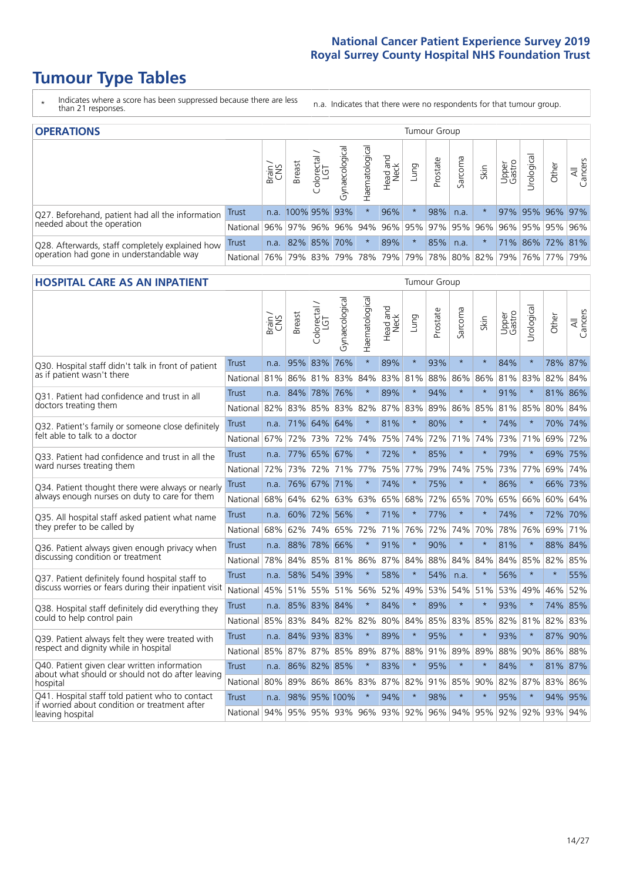# Tumour Type Tables

\* Indicates where a score has been suppressed because there are less than 21 responses.

n.a. Indicates that there were no respondents for that tumour group.

## OPERATIONS

| | | Brain / CNS | Breast | Colorectal / LGT | Gynaecological | Haematological | Head and Neck | Lung | Prostate | Sarcoma | Skin | Upper Gastro | Urological | Other | All Cancers |
|---|---|---|---|---|---|---|---|---|---|---|---|---|---|---|---|
| Q27. Beforehand, patient had all the information needed about the operation | Trust | n.a. | 100% | 95% | 93% | * | 96% | * | 98% | n.a. | * | 97% | 95% | 96% | 97% |
| | National | 96% | 97% | 96% | 96% | 94% | 96% | 95% | 97% | 95% | 96% | 96% | 95% | 95% | 96% |
| Q28. Afterwards, staff completely explained how operation had gone in understandable way | Trust | n.a. | 82% | 85% | 70% | * | 89% | * | 85% | n.a. | * | 71% | 86% | 72% | 81% |
| | National | 76% | 79% | 83% | 79% | 78% | 79% | 79% | 78% | 80% | 82% | 79% | 76% | 77% | 79% |

## HOSPITAL CARE AS AN INPATIENT

| | | Brain / CNS | Breast | Colorectal / LGT | Gynaecological | Haematological | Head and Neck | Lung | Prostate | Sarcoma | Skin | Upper Gastro | Urological | Other | All Cancers |
|---|---|---|---|---|---|---|---|---|---|---|---|---|---|---|---|
| Q30. Hospital staff didn't talk in front of patient as if patient wasn't there | Trust | n.a. | 95% | 83% | 76% | * | 89% | * | 93% | * | * | 84% | * | 78% | 87% |
| | National | 81% | 86% | 81% | 83% | 84% | 83% | 81% | 88% | 86% | 86% | 81% | 83% | 82% | 84% |
| Q31. Patient had confidence and trust in all doctors treating them | Trust | n.a. | 84% | 78% | 76% | * | 89% | * | 94% | * | * | 91% | * | 81% | 86% |
| | National | 82% | 83% | 85% | 83% | 82% | 87% | 83% | 89% | 86% | 85% | 81% | 85% | 80% | 84% |
| Q32. Patient's family or someone close definitely felt able to talk to a doctor | Trust | n.a. | 71% | 64% | 64% | * | 81% | * | 80% | * | * | 74% | * | 70% | 74% |
| | National | 67% | 72% | 73% | 72% | 74% | 75% | 74% | 72% | 71% | 74% | 73% | 71% | 69% | 72% |
| Q33. Patient had confidence and trust in all the ward nurses treating them | Trust | n.a. | 77% | 65% | 67% | * | 72% | * | 85% | * | * | 79% | * | 69% | 75% |
| | National | 72% | 73% | 72% | 71% | 77% | 75% | 77% | 79% | 74% | 75% | 73% | 77% | 69% | 74% |
| Q34. Patient thought there were always or nearly always enough nurses on duty to care for them | Trust | n.a. | 76% | 67% | 71% | * | 74% | * | 75% | * | * | 86% | * | 66% | 73% |
| | National | 68% | 64% | 62% | 63% | 63% | 65% | 68% | 72% | 65% | 70% | 65% | 66% | 60% | 64% |
| Q35. All hospital staff asked patient what name they prefer to be called by | Trust | n.a. | 60% | 72% | 56% | * | 71% | * | 77% | * | * | 74% | * | 72% | 70% |
| | National | 68% | 62% | 74% | 65% | 72% | 71% | 76% | 72% | 74% | 70% | 78% | 76% | 69% | 71% |
| Q36. Patient always given enough privacy when discussing condition or treatment | Trust | n.a. | 88% | 78% | 66% | * | 91% | * | 90% | * | * | 81% | * | 88% | 84% |
| | National | 78% | 84% | 85% | 81% | 86% | 87% | 84% | 88% | 84% | 84% | 84% | 85% | 82% | 85% |
| Q37. Patient definitely found hospital staff to discuss worries or fears during their inpatient visit | Trust | n.a. | 58% | 54% | 39% | * | 58% | * | 54% | n.a. | * | 56% | * | * | 55% |
| | National | 45% | 51% | 55% | 51% | 56% | 52% | 49% | 53% | 54% | 51% | 53% | 49% | 46% | 52% |
| Q38. Hospital staff definitely did everything they could to help control pain | Trust | n.a. | 85% | 83% | 84% | * | 84% | * | 89% | * | * | 93% | * | 74% | 85% |
| | National | 85% | 83% | 84% | 82% | 82% | 80% | 84% | 85% | 83% | 85% | 82% | 81% | 82% | 83% |
| Q39. Patient always felt they were treated with respect and dignity while in hospital | Trust | n.a. | 84% | 93% | 83% | * | 89% | * | 95% | * | * | 93% | * | 87% | 90% |
| | National | 85% | 87% | 87% | 85% | 89% | 87% | 88% | 91% | 89% | 89% | 88% | 90% | 86% | 88% |
| Q40. Patient given clear written information about what should or should not do after leaving hospital | Trust | n.a. | 86% | 82% | 85% | * | 83% | * | 95% | * | * | 84% | * | 81% | 87% |
| | National | 80% | 89% | 86% | 86% | 83% | 87% | 82% | 91% | 85% | 90% | 82% | 87% | 83% | 86% |
| Q41. Hospital staff told patient who to contact if worried about condition or treatment after leaving hospital | Trust | n.a. | 98% | 95% | 100% | * | 94% | * | 98% | * | * | 95% | * | 94% | 95% |
| | National | 94% | 95% | 95% | 93% | 96% | 93% | 92% | 96% | 94% | 95% | 92% | 92% | 93% | 94% |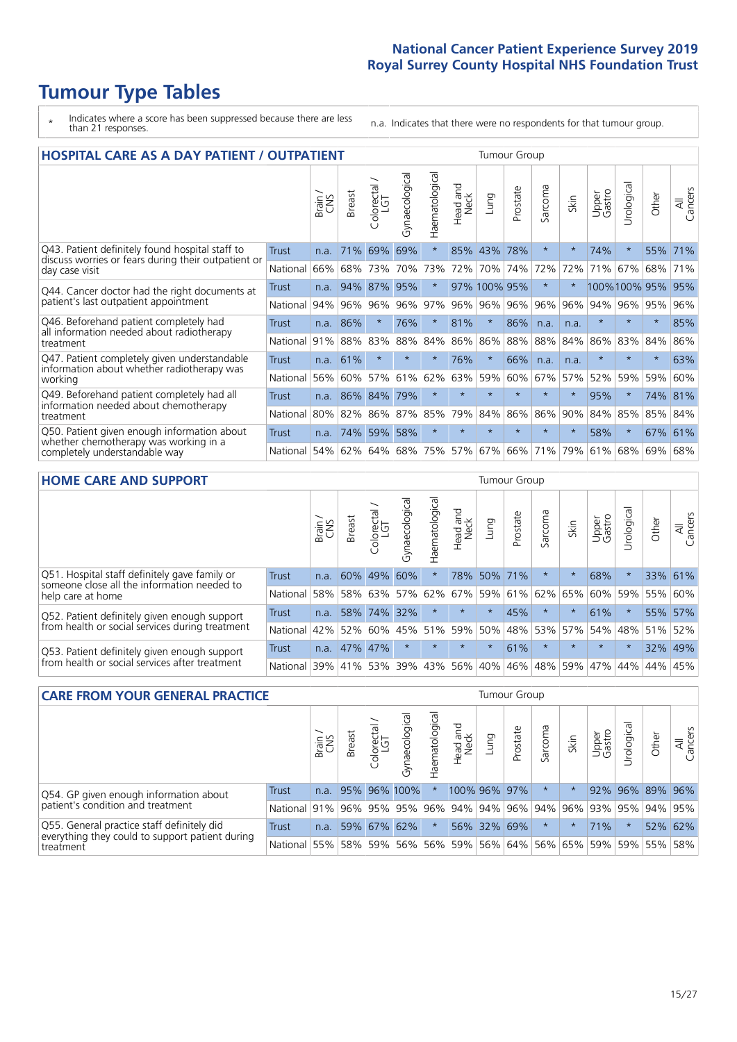# Tumour Type Tables

- \* Indicates where a score has been suppressed because there are less than 21 responses.
- n.a. Indicates that there were no respondents for that tumour group.

## HOSPITAL CARE AS A DAY PATIENT / OUTPATIENT

| | | Brain / CNS | Breast | Colorectal / LGT | Gynaecological | Haematological | Head and Neck | Lung | Prostate | Sarcoma | Skin | Upper Gastro | Urological | Other | All Cancers |
|---|---|---|---|---|---|---|---|---|---|---|---|---|---|---|---|
| Q43. Patient definitely found hospital staff to discuss worries or fears during their outpatient or day case visit | Trust | n.a. | 71% | 69% | 69% | * | 85% | 43% | 78% | * | * | 74% | * | 55% | 71% |
| | National | 66% | 68% | 73% | 70% | 73% | 72% | 70% | 74% | 72% | 72% | 71% | 67% | 68% | 71% |
| Q44. Cancer doctor had the right documents at patient's last outpatient appointment | Trust | n.a. | 94% | 87% | 95% | * | 97% | 100% | 95% | * | * | 100% | 100% | 95% | 95% |
| | National | 94% | 96% | 96% | 96% | 97% | 96% | 96% | 96% | 96% | 96% | 94% | 96% | 95% | 96% |
| Q46. Beforehand patient completely had all information needed about radiotherapy treatment | Trust | n.a. | 86% | * | 76% | * | 81% | * | 86% | n.a. | n.a. | * | * | * | 85% |
| | National | 91% | 88% | 83% | 88% | 84% | 86% | 86% | 88% | 88% | 84% | 86% | 83% | 84% | 86% |
| Q47. Patient completely given understandable information about whether radiotherapy was working | Trust | n.a. | 61% | * | * | * | 76% | * | 66% | n.a. | n.a. | * | * | * | 63% |
| | National | 56% | 60% | 57% | 61% | 62% | 63% | 59% | 60% | 67% | 57% | 52% | 59% | 59% | 60% |
| Q49. Beforehand patient completely had all information needed about chemotherapy treatment | Trust | n.a. | 86% | 84% | 79% | * | * | * | * | * | * | 95% | * | 74% | 81% |
| | National | 80% | 82% | 86% | 87% | 85% | 79% | 84% | 86% | 86% | 90% | 84% | 85% | 85% | 84% |
| Q50. Patient given enough information about whether chemotherapy was working in a completely understandable way | Trust | n.a. | 74% | 59% | 58% | * | * | * | * | * | * | 58% | * | 67% | 61% |
| | National | 54% | 62% | 64% | 68% | 75% | 57% | 67% | 66% | 71% | 79% | 61% | 68% | 69% | 68% |

## HOME CARE AND SUPPORT

| | | Brain / CNS | Breast | Colorectal / LGT | Gynaecological | Haematological | Head and Neck | Lung | Prostate | Sarcoma | Skin | Upper Gastro | Urological | Other | All Cancers |
|---|---|---|---|---|---|---|---|---|---|---|---|---|---|---|---|
| Q51. Hospital staff definitely gave family or someone close all the information needed to help care at home | Trust | n.a. | 60% | 49% | 60% | * | 78% | 50% | 71% | * | * | 68% | * | 33% | 61% |
| | National | 58% | 58% | 63% | 57% | 62% | 67% | 59% | 61% | 62% | 65% | 60% | 59% | 55% | 60% |
| Q52. Patient definitely given enough support from health or social services during treatment | Trust | n.a. | 58% | 74% | 32% | * | * | * | 45% | * | * | 61% | * | 55% | 57% |
| | National | 42% | 52% | 60% | 45% | 51% | 59% | 50% | 48% | 53% | 57% | 54% | 48% | 51% | 52% |
| Q53. Patient definitely given enough support from health or social services after treatment | Trust | n.a. | 47% | 47% | * | * | * | * | 61% | * | * | * | * | 32% | 49% |
| | National | 39% | 41% | 53% | 39% | 43% | 56% | 40% | 46% | 48% | 59% | 47% | 44% | 44% | 45% |

## CARE FROM YOUR GENERAL PRACTICE

| | | Brain / CNS | Breast | Colorectal / LGT | Gynaecological | Haematological | Head and Neck | Lung | Prostate | Sarcoma | Skin | Upper Gastro | Urological | Other | All Cancers |
|---|---|---|---|---|---|---|---|---|---|---|---|---|---|---|---|
| Q54. GP given enough information about patient's condition and treatment | Trust | n.a. | 95% | 96% | 100% | * | 100% | 96% | 97% | * | * | 92% | 96% | 89% | 96% |
| | National | 91% | 96% | 95% | 95% | 96% | 94% | 94% | 96% | 94% | 96% | 93% | 95% | 94% | 95% |
| Q55. General practice staff definitely did everything they could to support patient during treatment | Trust | n.a. | 59% | 67% | 62% | * | 56% | 32% | 69% | * | * | 71% | * | 52% | 62% |
| | National | 55% | 58% | 59% | 56% | 56% | 59% | 56% | 64% | 56% | 65% | 59% | 59% | 55% | 58% |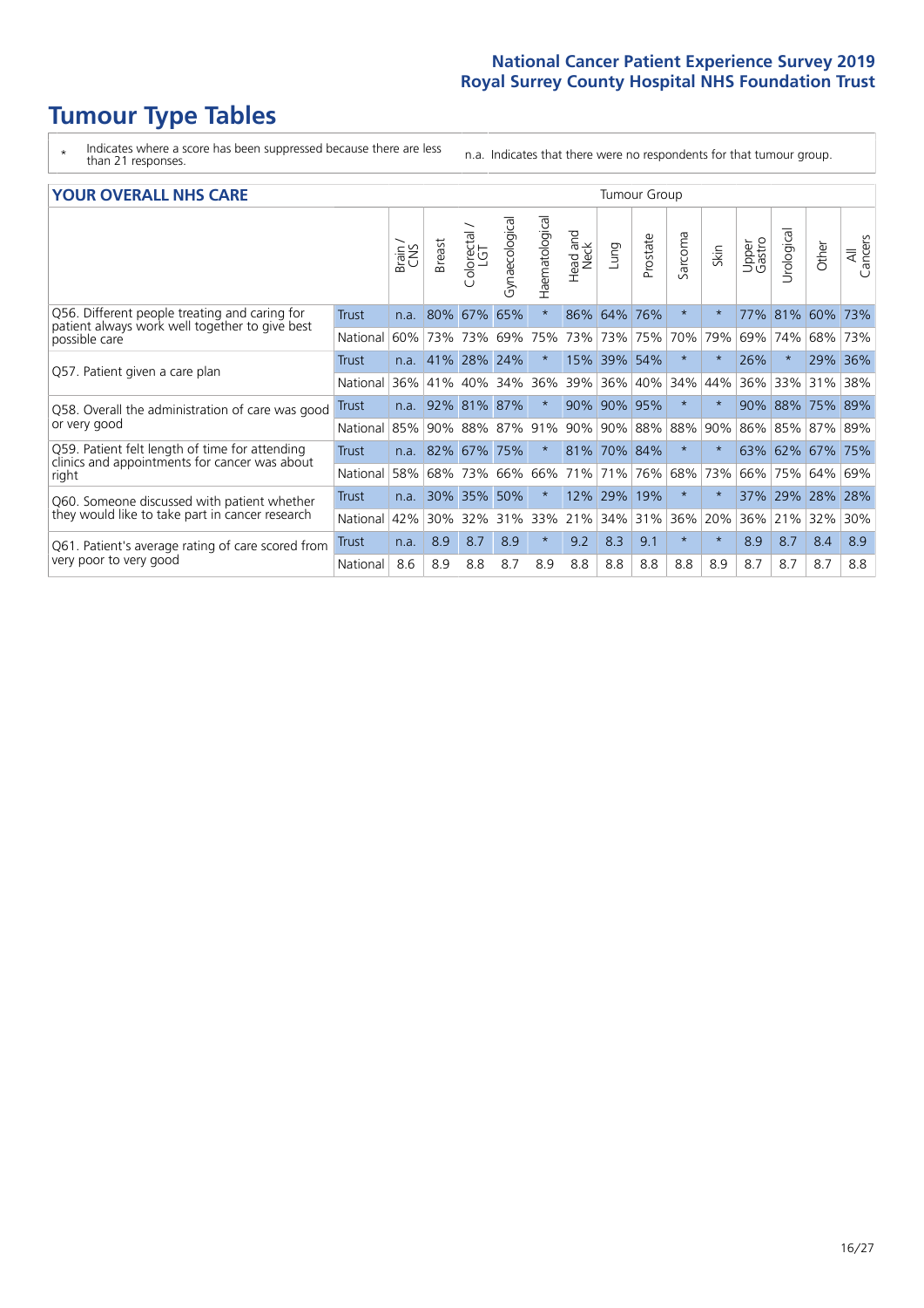# Tumour Type Tables

\* Indicates where a score has been suppressed because there are less than 21 responses.

n.a. Indicates that there were no respondents for that tumour group.

## YOUR OVERALL NHS CARE

| | | Brain / CNS | Breast | Colorectal / LGT | Gynaecological | Haematological | Head and Neck | Lung | Prostate | Sarcoma | Skin | Upper Gastro | Urological | Other | All Cancers |
|---|---|---|---|---|---|---|---|---|---|---|---|---|---|---|---|
| Q56. Different people treating and caring for patient always work well together to give best possible care | Trust | n.a. | 80% | 67% | 65% | * | 86% | 64% | 76% | * | * | 77% | 81% | 60% | 73% |
| | National | 60% | 73% | 73% | 69% | 75% | 73% | 73% | 75% | 70% | 79% | 69% | 74% | 68% | 73% |
| Q57. Patient given a care plan | Trust | n.a. | 41% | 28% | 24% | * | 15% | 39% | 54% | * | * | 26% | * | 29% | 36% |
| | National | 36% | 41% | 40% | 34% | 36% | 39% | 36% | 40% | 34% | 44% | 36% | 33% | 31% | 38% |
| Q58. Overall the administration of care was good or very good | Trust | n.a. | 92% | 81% | 87% | * | 90% | 90% | 95% | * | * | 90% | 88% | 75% | 89% |
| | National | 85% | 90% | 88% | 87% | 91% | 90% | 90% | 88% | 88% | 90% | 86% | 85% | 87% | 89% |
| Q59. Patient felt length of time for attending clinics and appointments for cancer was about right | Trust | n.a. | 82% | 67% | 75% | * | 81% | 70% | 84% | * | * | 63% | 62% | 67% | 75% |
| | National | 58% | 68% | 73% | 66% | 66% | 71% | 71% | 76% | 68% | 73% | 66% | 75% | 64% | 69% |
| Q60. Someone discussed with patient whether they would like to take part in cancer research | Trust | n.a. | 30% | 35% | 50% | * | 12% | 29% | 19% | * | * | 37% | 29% | 28% | 28% |
| | National | 42% | 30% | 32% | 31% | 33% | 21% | 34% | 31% | 36% | 20% | 36% | 21% | 32% | 30% |
| Q61. Patient's average rating of care scored from very poor to very good | Trust | n.a. | 8.9 | 8.7 | 8.9 | * | 9.2 | 8.3 | 9.1 | * | * | 8.9 | 8.7 | 8.4 | 8.9 |
| | National | 8.6 | 8.9 | 8.8 | 8.7 | 8.9 | 8.8 | 8.8 | 8.8 | 8.8 | 8.9 | 8.7 | 8.7 | 8.7 | 8.8 |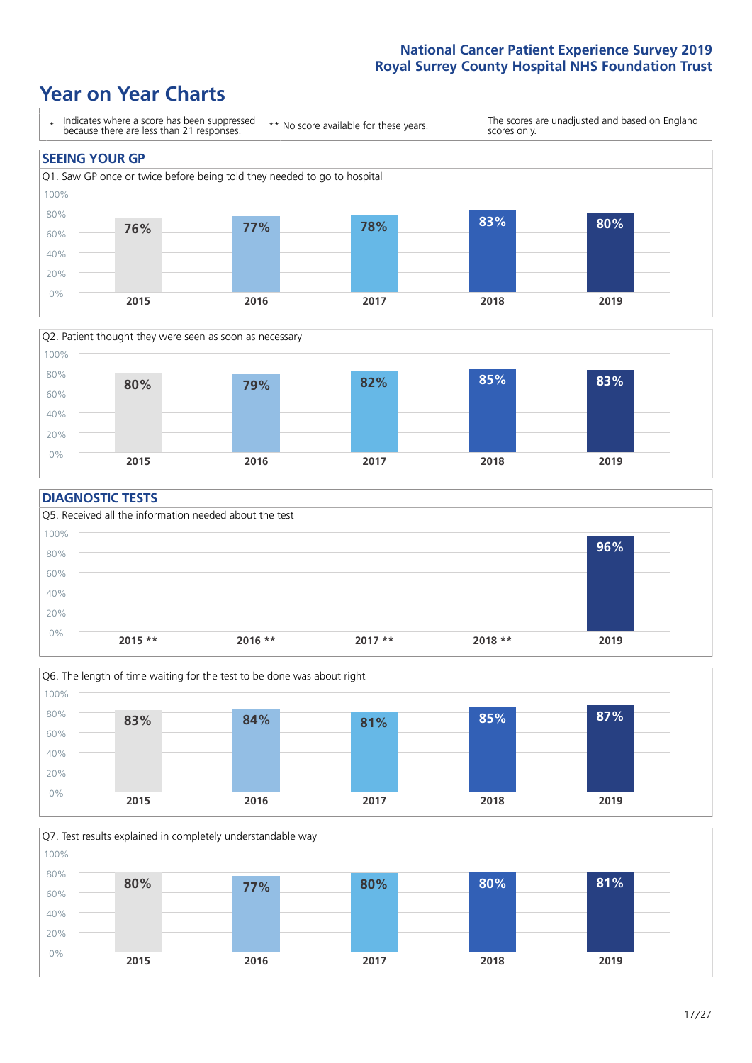# Year on Year Charts

\* Indicates where a score has been suppressed because there are less than 21 responses.

\*\* No score available for these years.

The scores are unadjusted and based on England scores only.

## SEEING YOUR GP

Q1. Saw GP once or twice before being told they needed to go to hospital

| 2015 | 2016 | 2017 | 2018 | 2019 |
|---|---|---|---|---|
| 76% | 77% | 78% | 83% | 80% |

Q2. Patient thought they were seen as soon as necessary

| 2015 | 2016 | 2017 | 2018 | 2019 |
|---|---|---|---|---|
| 80% | 79% | 82% | 85% | 83% |

## DIAGNOSTIC TESTS

Q5. Received all the information needed about the test

| 2015 ** | 2016 ** | 2017 ** | 2018 ** | 2019 |
|---|---|---|---|---|
| | | | | 96% |

Q6. The length of time waiting for the test to be done was about right

| 2015 | 2016 | 2017 | 2018 | 2019 |
|---|---|---|---|---|
| 83% | 84% | 81% | 85% | 87% |

Q7. Test results explained in completely understandable way

| 2015 | 2016 | 2017 | 2018 | 2019 |
|---|---|---|---|---|
| 80% | 77% | 80% | 80% | 81% |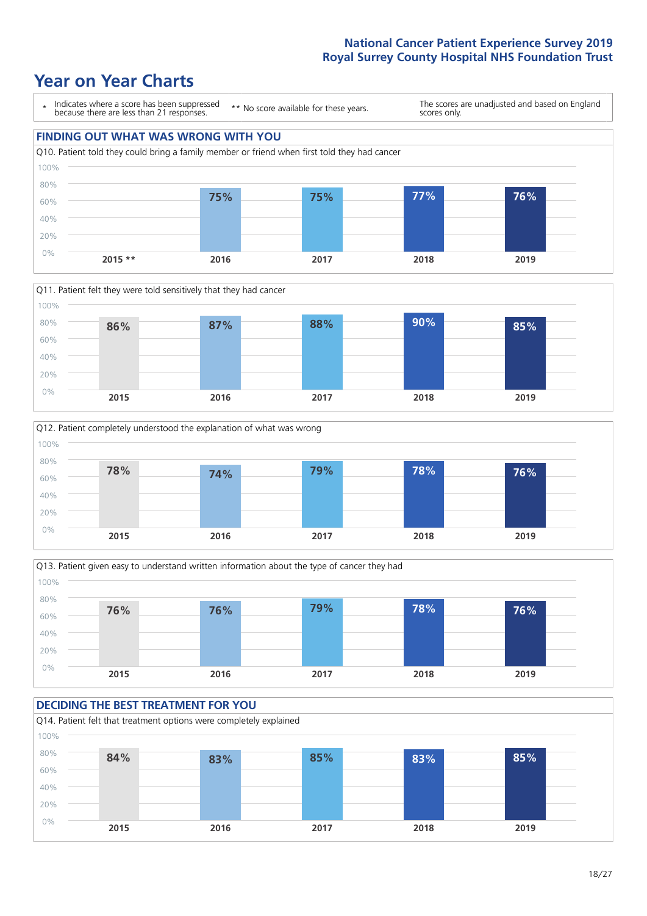# Year on Year Charts

\* Indicates where a score has been suppressed because there are less than 21 responses.

\*\* No score available for these years.

The scores are unadjusted and based on England scores only.

## FINDING OUT WHAT WAS WRONG WITH YOU

Q10. Patient told they could bring a family member or friend when first told they had cancer

| 2015 ** | 2016 | 2017 | 2018 | 2019 |
|---|---|---|---|---|
| | 75% | 75% | 77% | 76% |

Q11. Patient felt they were told sensitively that they had cancer

| 2015 | 2016 | 2017 | 2018 | 2019 |
|---|---|---|---|---|
| 86% | 87% | 88% | 90% | 85% |

Q12. Patient completely understood the explanation of what was wrong

| 2015 | 2016 | 2017 | 2018 | 2019 |
|---|---|---|---|---|
| 78% | 74% | 79% | 78% | 76% |

Q13. Patient given easy to understand written information about the type of cancer they had

| 2015 | 2016 | 2017 | 2018 | 2019 |
|---|---|---|---|---|
| 76% | 76% | 79% | 78% | 76% |

## DECIDING THE BEST TREATMENT FOR YOU

Q14. Patient felt that treatment options were completely explained

| 2015 | 2016 | 2017 | 2018 | 2019 |
|---|---|---|---|---|
| 84% | 83% | 85% | 83% | 85% |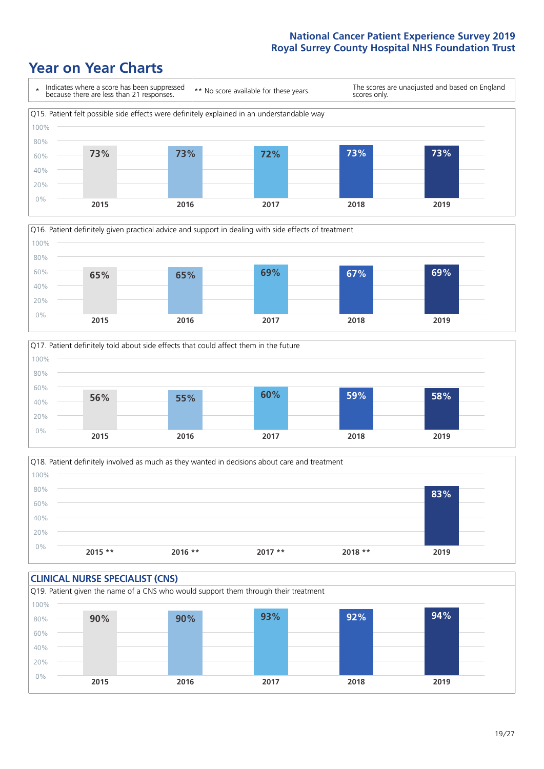# Year on Year Charts

| * Indicates where a score has been suppressed because there are less than 21 responses. | ** No score available for these years. | The scores are unadjusted and based on England scores only. |
|---|---|---|

Q15. Patient felt possible side effects were definitely explained in an understandable way

| 2015 | 2016 | 2017 | 2018 | 2019 |
|---|---|---|---|---|
| 73% | 73% | 72% | 73% | 73% |

Q16. Patient definitely given practical advice and support in dealing with side effects of treatment

| 2015 | 2016 | 2017 | 2018 | 2019 |
|---|---|---|---|---|
| 65% | 65% | 69% | 67% | 69% |

Q17. Patient definitely told about side effects that could affect them in the future

| 2015 | 2016 | 2017 | 2018 | 2019 |
|---|---|---|---|---|
| 56% | 55% | 60% | 59% | 58% |

Q18. Patient definitely involved as much as they wanted in decisions about care and treatment

| 2015 ** | 2016 ** | 2017 ** | 2018 ** | 2019 |
|---|---|---|---|---|
| | | | | 83% |

## CLINICAL NURSE SPECIALIST (CNS)

Q19. Patient given the name of a CNS who would support them through their treatment

| 2015 | 2016 | 2017 | 2018 | 2019 |
|---|---|---|---|---|
| 90% | 90% | 93% | 92% | 94% |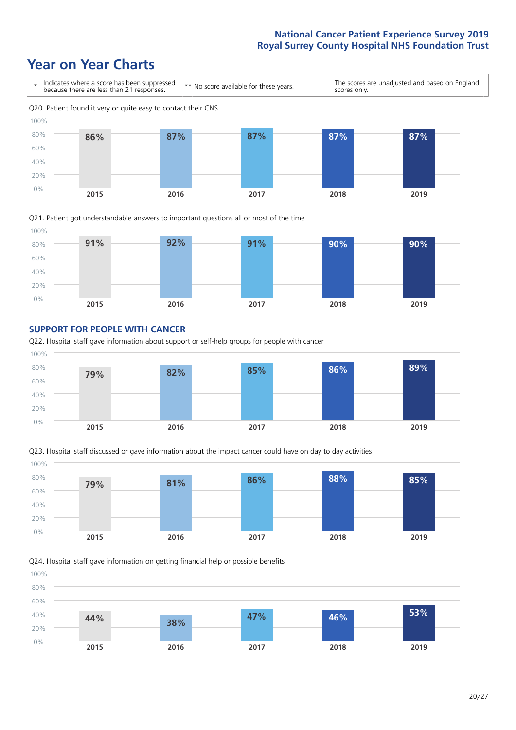# Year on Year Charts

\* Indicates where a score has been suppressed because there are less than 21 responses.

** No score available for these years.

The scores are unadjusted and based on England scores only.

Q20. Patient found it very or quite easy to contact their CNS

| 2015 | 2016 | 2017 | 2018 | 2019 |
|---|---|---|---|---|
| 86% | 87% | 87% | 87% | 87% |

Q21. Patient got understandable answers to important questions all or most of the time

| 2015 | 2016 | 2017 | 2018 | 2019 |
|---|---|---|---|---|
| 91% | 92% | 91% | 90% | 90% |

## SUPPORT FOR PEOPLE WITH CANCER

Q22. Hospital staff gave information about support or self-help groups for people with cancer

| 2015 | 2016 | 2017 | 2018 | 2019 |
|---|---|---|---|---|
| 79% | 82% | 85% | 86% | 89% |

Q23. Hospital staff discussed or gave information about the impact cancer could have on day to day activities

| 2015 | 2016 | 2017 | 2018 | 2019 |
|---|---|---|---|---|
| 79% | 81% | 86% | 88% | 85% |

Q24. Hospital staff gave information on getting financial help or possible benefits

| 2015 | 2016 | 2017 | 2018 | 2019 |
|---|---|---|---|---|
| 44% | 38% | 47% | 46% | 53% |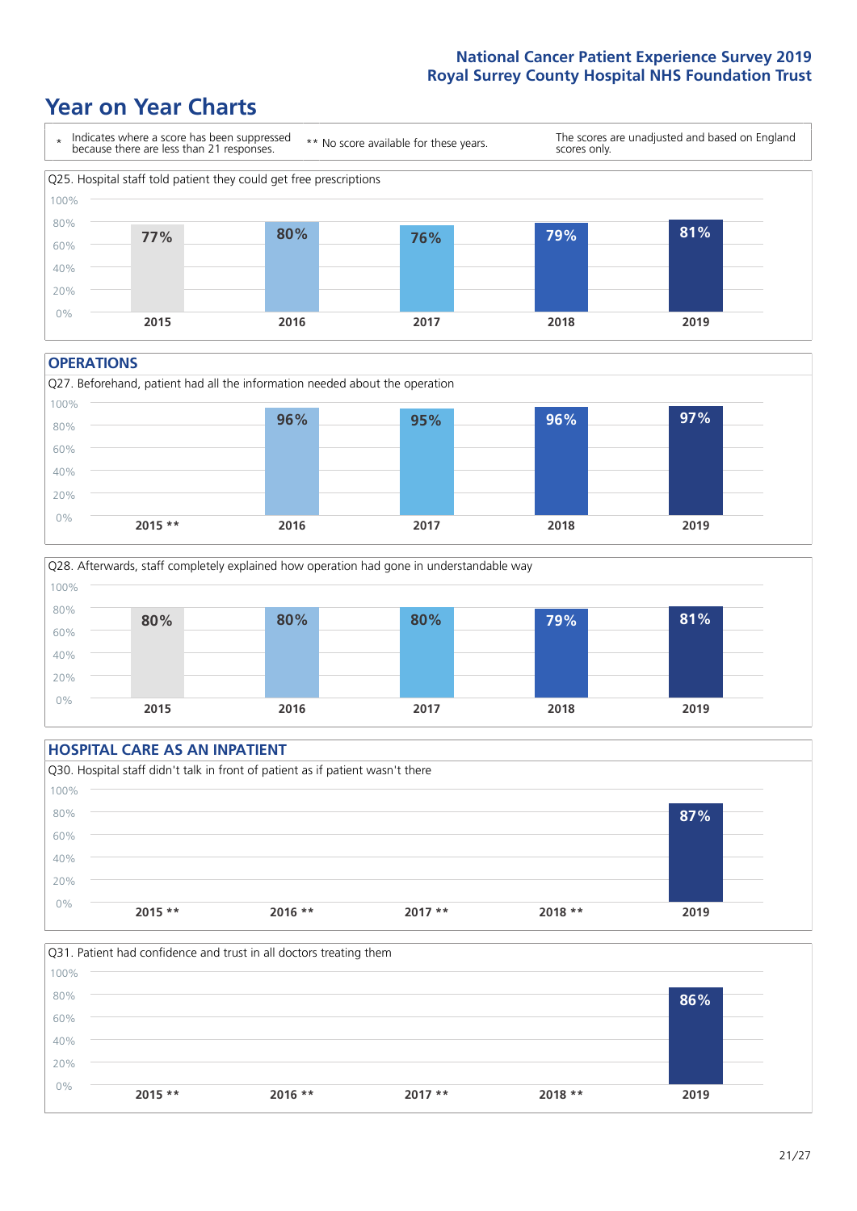# Year on Year Charts

\* Indicates where a score has been suppressed because there are less than 21 responses. ** No score available for these years. The scores are unadjusted and based on England scores only.

Q25. Hospital staff told patient they could get free prescriptions

| 2015 | 2016 | 2017 | 2018 | 2019 |
|---|---|---|---|---|
| 77% | 80% | 76% | 79% | 81% |

## OPERATIONS

Q27. Beforehand, patient had all the information needed about the operation

| 2015 ** | 2016 | 2017 | 2018 | 2019 |
|---|---|---|---|---|
| | 96% | 95% | 96% | 97% |

Q28. Afterwards, staff completely explained how operation had gone in understandable way

| 2015 | 2016 | 2017 | 2018 | 2019 |
|---|---|---|---|---|
| 80% | 80% | 80% | 79% | 81% |

## HOSPITAL CARE AS AN INPATIENT

Q30. Hospital staff didn't talk in front of patient as if patient wasn't there

| 2015 ** | 2016 ** | 2017 ** | 2018 ** | 2019 |
|---|---|---|---|---|
| | | | | 87% |

Q31. Patient had confidence and trust in all doctors treating them

| 2015 ** | 2016 ** | 2017 ** | 2018 ** | 2019 |
|---|---|---|---|---|
| | | | | 86% |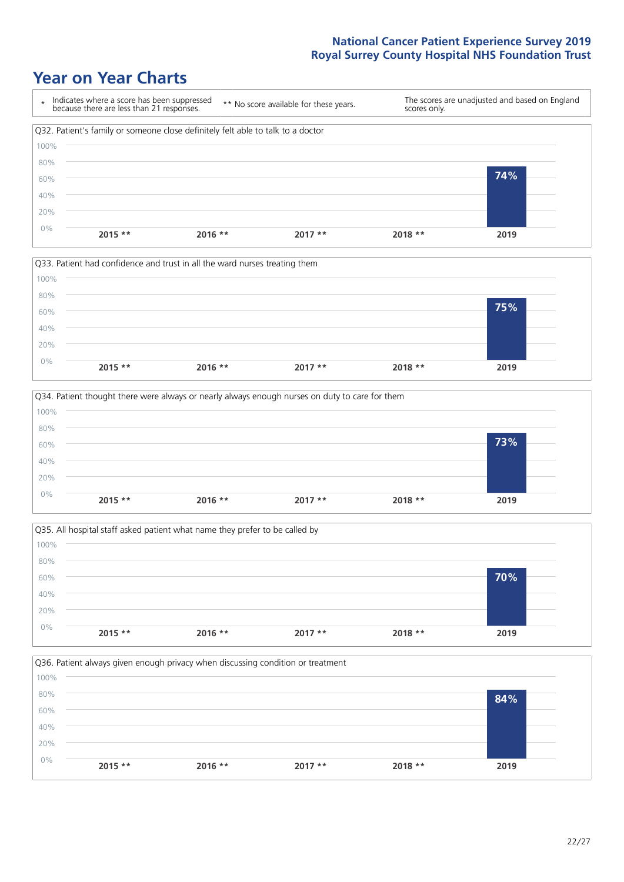# Year on Year Charts

\* Indicates where a score has been suppressed because there are less than 21 responses.

** No score available for these years.

The scores are unadjusted and based on England scores only.

Q32. Patient's family or someone close definitely felt able to talk to a doctor

| 2015 ** | 2016 ** | 2017 ** | 2018 ** | 2019 |
|---|---|---|---|---|
| | | | | 74% |

Q33. Patient had confidence and trust in all the ward nurses treating them

| 2015 ** | 2016 ** | 2017 ** | 2018 ** | 2019 |
|---|---|---|---|---|
| | | | | 75% |

Q34. Patient thought there were always or nearly always enough nurses on duty to care for them

| 2015 ** | 2016 ** | 2017 ** | 2018 ** | 2019 |
|---|---|---|---|---|
| | | | | 73% |

Q35. All hospital staff asked patient what name they prefer to be called by

| 2015 ** | 2016 ** | 2017 ** | 2018 ** | 2019 |
|---|---|---|---|---|
| | | | | 70% |

Q36. Patient always given enough privacy when discussing condition or treatment

| 2015 ** | 2016 ** | 2017 ** | 2018 ** | 2019 |
|---|---|---|---|---|
| | | | | 84% |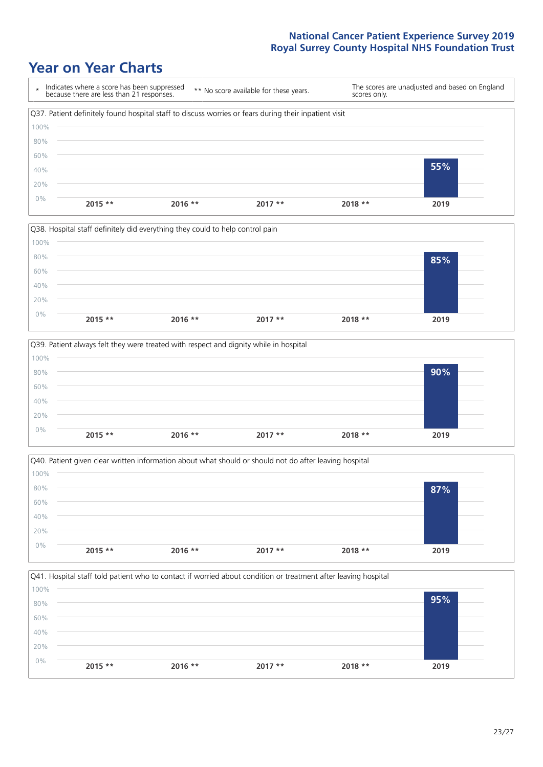# Year on Year Charts

| * Indicates where a score has been suppressed because there are less than 21 responses. | ** No score available for these years. | The scores are unadjusted and based on England scores only. |
|---|---|---|

Q37. Patient definitely found hospital staff to discuss worries or fears during their inpatient visit

| 2015 ** | 2016 ** | 2017 ** | 2018 ** | 2019 |
|---|---|---|---|---|
| | | | | 55% |

Q38. Hospital staff definitely did everything they could to help control pain

| 2015 ** | 2016 ** | 2017 ** | 2018 ** | 2019 |
|---|---|---|---|---|
| | | | | 85% |

Q39. Patient always felt they were treated with respect and dignity while in hospital

| 2015 ** | 2016 ** | 2017 ** | 2018 ** | 2019 |
|---|---|---|---|---|
| | | | | 90% |

Q40. Patient given clear written information about what should or should not do after leaving hospital

| 2015 ** | 2016 ** | 2017 ** | 2018 ** | 2019 |
|---|---|---|---|---|
| | | | | 87% |

Q41. Hospital staff told patient who to contact if worried about condition or treatment after leaving hospital

| 2015 ** | 2016 ** | 2017 ** | 2018 ** | 2019 |
|---|---|---|---|---|
| | | | | 95% |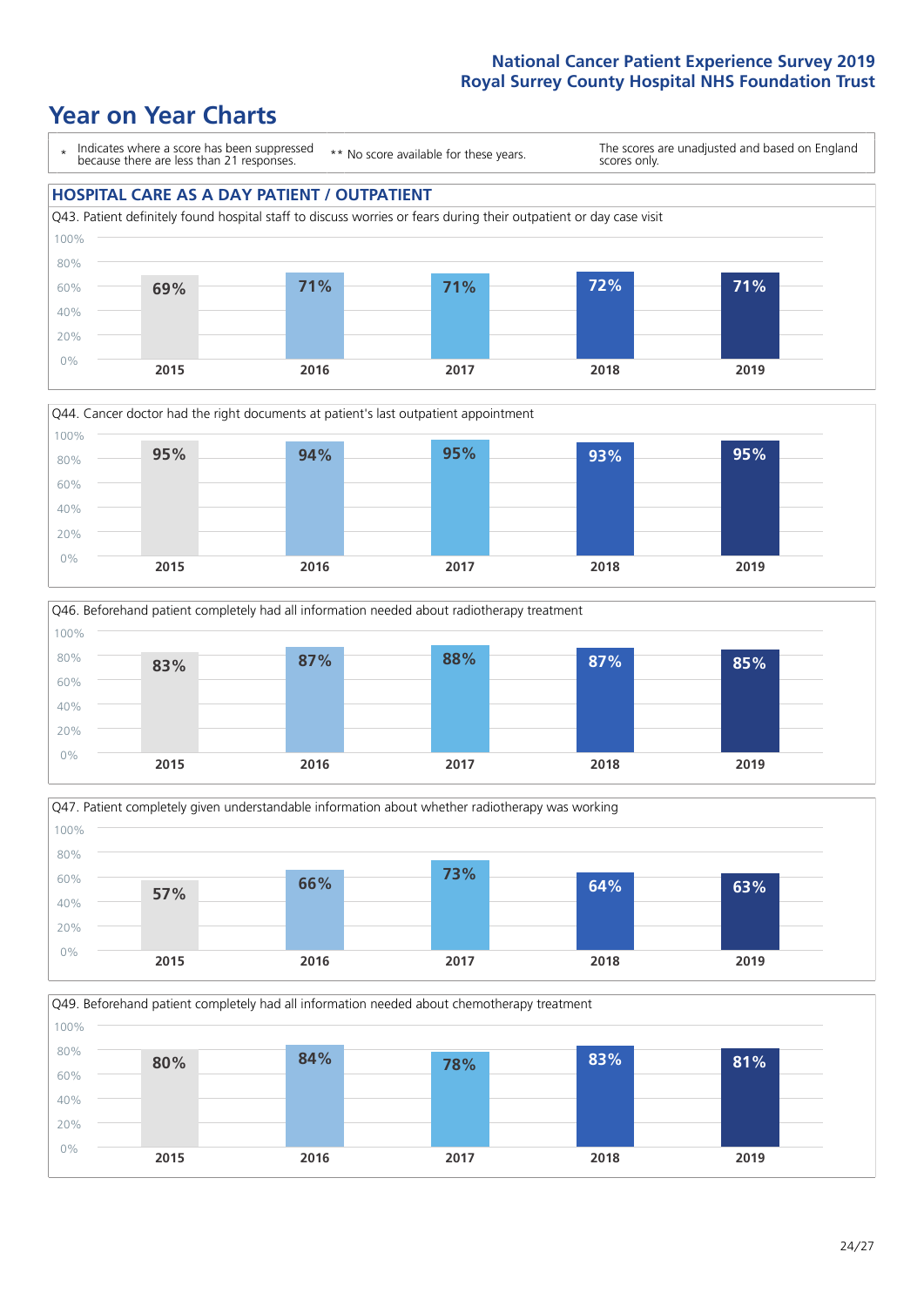## Year on Year Charts

\* Indicates where a score has been suppressed because there are less than 21 responses.

\*\* No score available for these years.

The scores are unadjusted and based on England scores only.

### HOSPITAL CARE AS A DAY PATIENT / OUTPATIENT

Q43. Patient definitely found hospital staff to discuss worries or fears during their outpatient or day case visit

| 2015 | 2016 | 2017 | 2018 | 2019 |
|---|---|---|---|---|
| 69% | 71% | 71% | 72% | 71% |

Q44. Cancer doctor had the right documents at patient's last outpatient appointment

| 2015 | 2016 | 2017 | 2018 | 2019 |
|---|---|---|---|---|
| 95% | 94% | 95% | 93% | 95% |

Q46. Beforehand patient completely had all information needed about radiotherapy treatment

| 2015 | 2016 | 2017 | 2018 | 2019 |
|---|---|---|---|---|
| 83% | 87% | 88% | 87% | 85% |

Q47. Patient completely given understandable information about whether radiotherapy was working

| 2015 | 2016 | 2017 | 2018 | 2019 |
|---|---|---|---|---|
| 57% | 66% | 73% | 64% | 63% |

Q49. Beforehand patient completely had all information needed about chemotherapy treatment

| 2015 | 2016 | 2017 | 2018 | 2019 |
|---|---|---|---|---|
| 80% | 84% | 78% | 83% | 81% |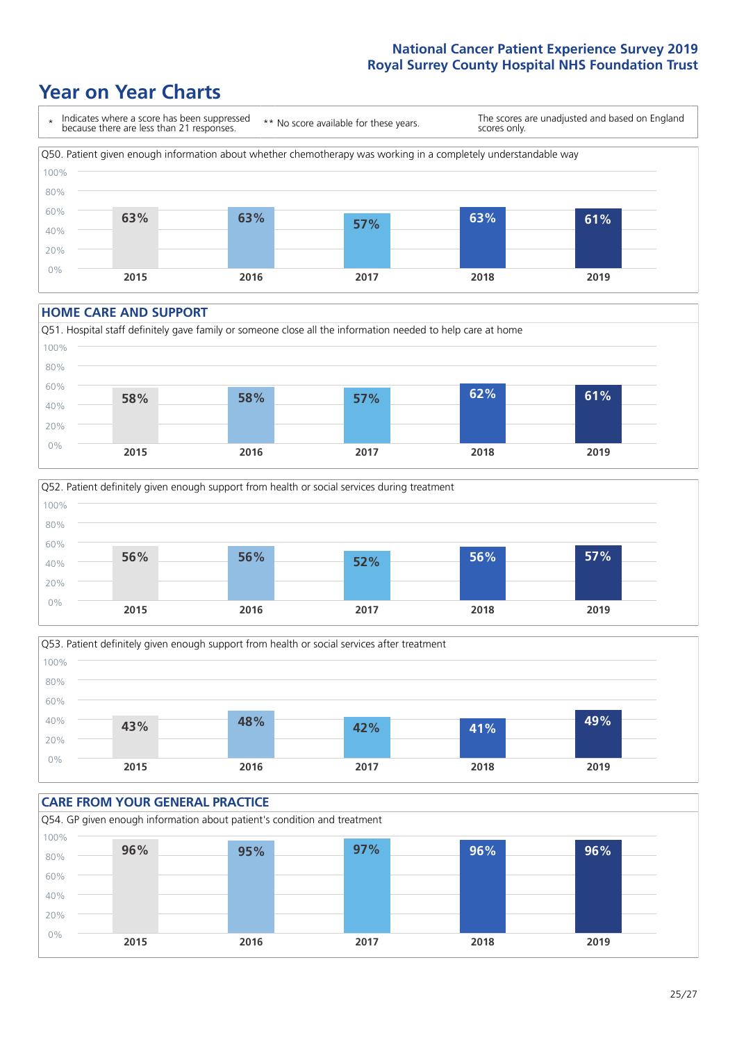# Year on Year Charts

\* Indicates where a score has been suppressed because there are less than 21 responses. ** No score available for these years. The scores are unadjusted and based on England scores only.

Q50. Patient given enough information about whether chemotherapy was working in a completely understandable way

| 2015 | 2016 | 2017 | 2018 | 2019 |
|---|---|---|---|---|
| 63% | 63% | 57% | 63% | 61% |

## HOME CARE AND SUPPORT

Q51. Hospital staff definitely gave family or someone close all the information needed to help care at home

| 2015 | 2016 | 2017 | 2018 | 2019 |
|---|---|---|---|---|
| 58% | 58% | 57% | 62% | 61% |

Q52. Patient definitely given enough support from health or social services during treatment

| 2015 | 2016 | 2017 | 2018 | 2019 |
|---|---|---|---|---|
| 56% | 56% | 52% | 56% | 57% |

Q53. Patient definitely given enough support from health or social services after treatment

| 2015 | 2016 | 2017 | 2018 | 2019 |
|---|---|---|---|---|
| 43% | 48% | 42% | 41% | 49% |

## CARE FROM YOUR GENERAL PRACTICE

Q54. GP given enough information about patient's condition and treatment

| 2015 | 2016 | 2017 | 2018 | 2019 |
|---|---|---|---|---|
| 96% | 95% | 97% | 96% | 96% |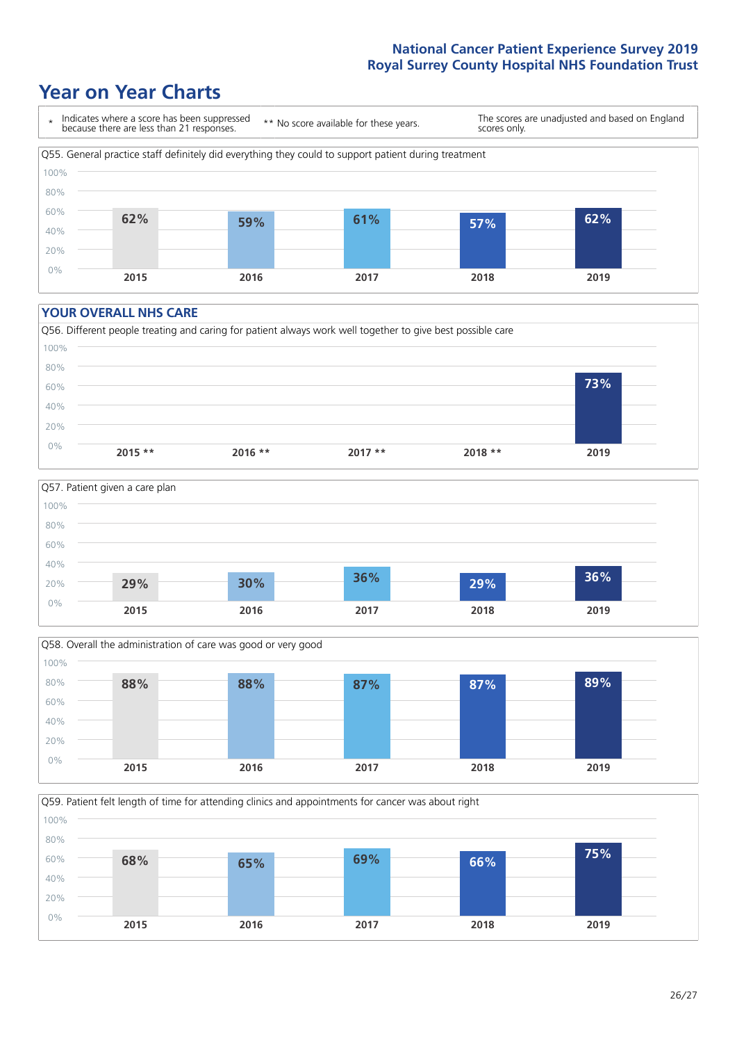# Year on Year Charts

\* Indicates where a score has been suppressed because there are less than 21 responses.

\*\* No score available for these years.

The scores are unadjusted and based on England scores only.

Q55. General practice staff definitely did everything they could to support patient during treatment

| 2015 | 2016 | 2017 | 2018 | 2019 |
|---|---|---|---|---|
| 62% | 59% | 61% | 57% | 62% |

## YOUR OVERALL NHS CARE

Q56. Different people treating and caring for patient always work well together to give best possible care

| 2015 ** | 2016 ** | 2017 ** | 2018 ** | 2019 |
|---|---|---|---|---|
| | | | | 73% |

Q57. Patient given a care plan

| 2015 | 2016 | 2017 | 2018 | 2019 |
|---|---|---|---|---|
| 29% | 30% | 36% | 29% | 36% |

Q58. Overall the administration of care was good or very good

| 2015 | 2016 | 2017 | 2018 | 2019 |
|---|---|---|---|---|
| 88% | 88% | 87% | 87% | 89% |

Q59. Patient felt length of time for attending clinics and appointments for cancer was about right

| 2015 | 2016 | 2017 | 2018 | 2019 |
|---|---|---|---|---|
| 68% | 65% | 69% | 66% | 75% |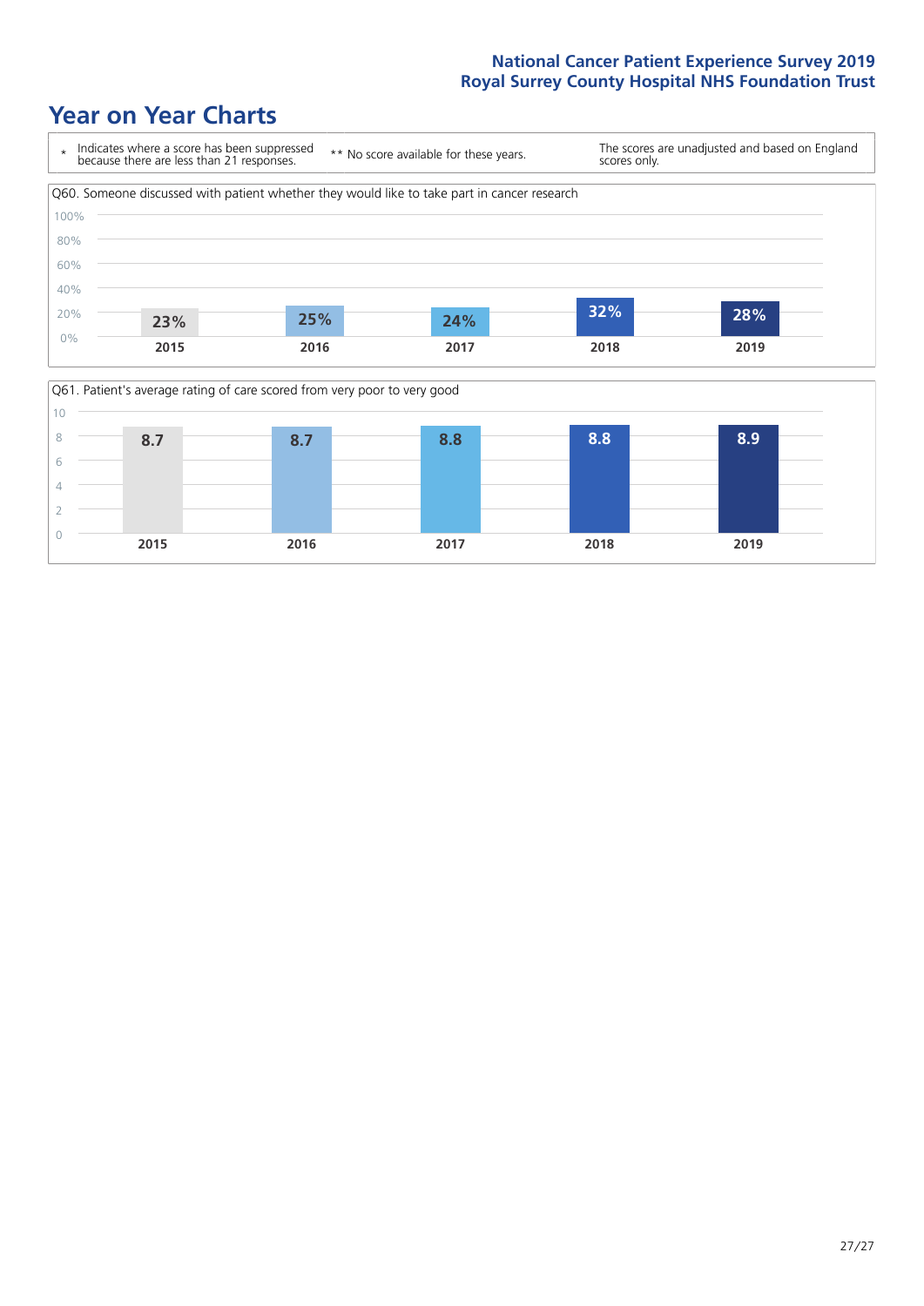# Year on Year Charts

\* Indicates where a score has been suppressed because there are less than 21 responses.

** No score available for these years.

The scores are unadjusted and based on England scores only.

Q60. Someone discussed with patient whether they would like to take part in cancer research

100%
80%
60%
40%
20%
0%

23% 2015
25% 2016
24% 2017
32% 2018
28% 2019

Q61. Patient's average rating of care scored from very poor to very good

10
8
6
4
2
0

8.7 2015
8.7 2016
8.8 2017
8.8 2018
8.9 2019